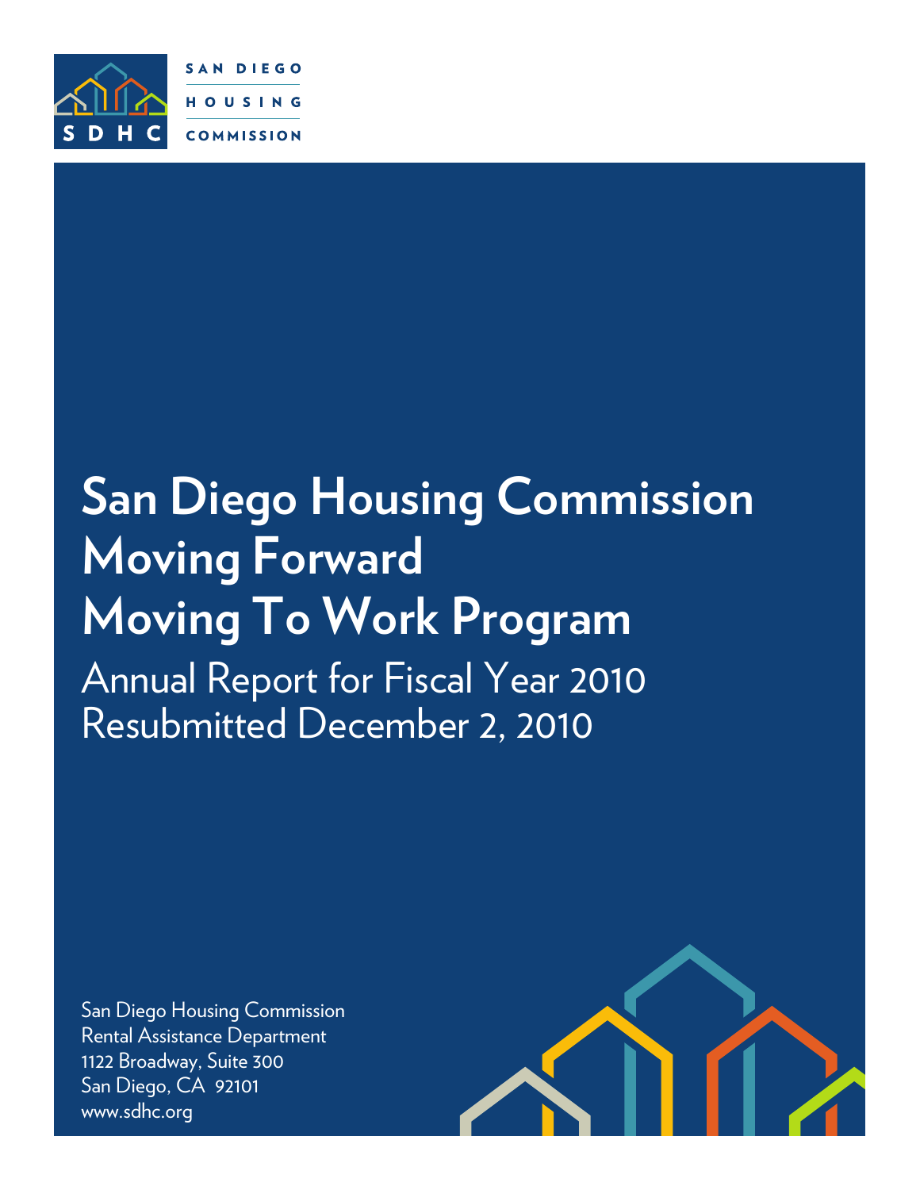SAN DIEGO HOUSING COMMISSION

SDHC

# San Diego Housing Commission Moving Forward Moving To Work Program

## Annual Report for Fiscal Year 2010
## Resubmitted December 2, 2010

San Diego Housing Commission
Rental Assistance Department
1122 Broadway, Suite 300
San Diego, CA 92101
www.sdhc.org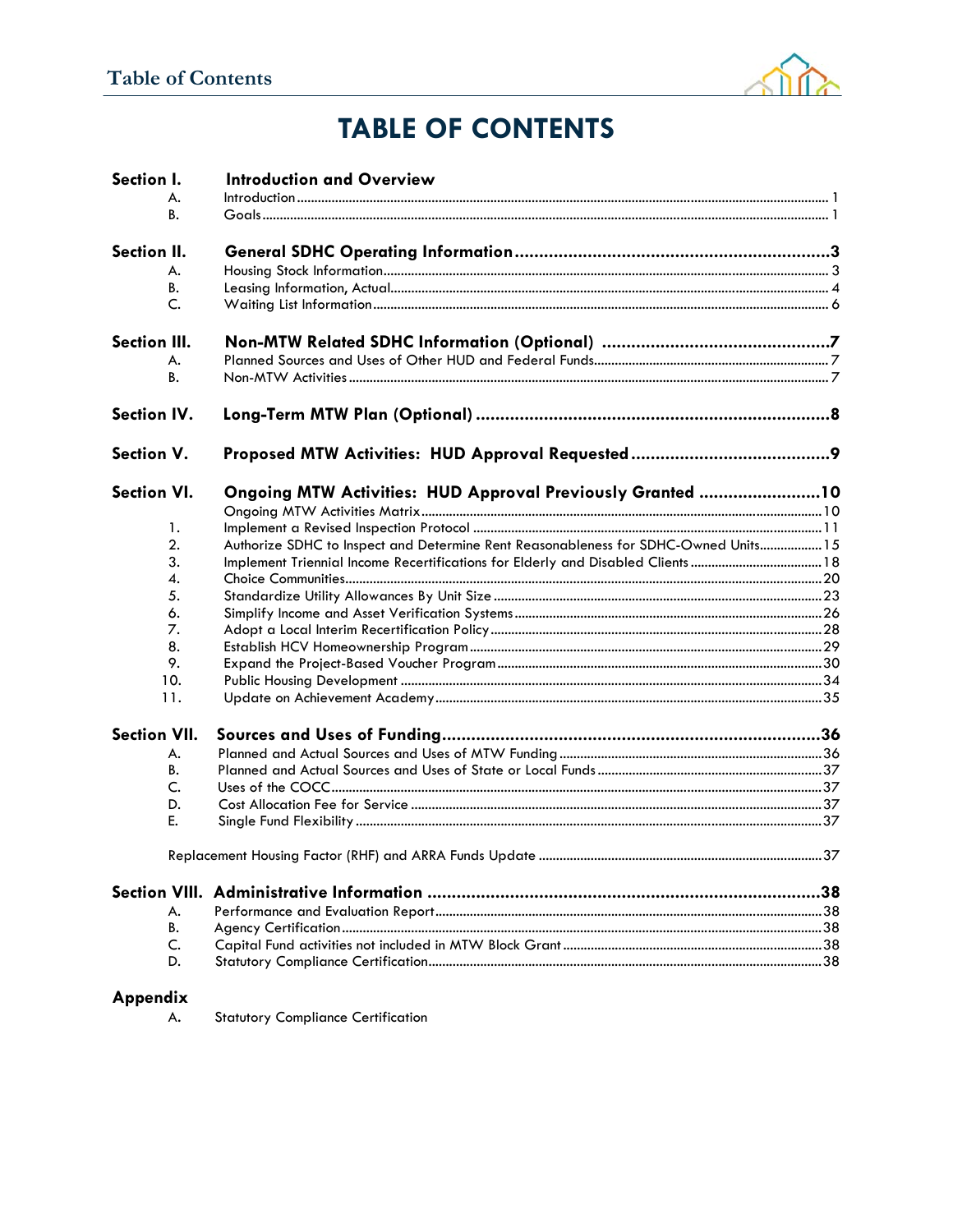# TABLE OF CONTENTS

**Section I. Introduction and Overview**

- A. Introduction ... 1
- B. Goals ... 1

**Section II. General SDHC Operating Information ... 3**

- A. Housing Stock Information ... 3
- B. Leasing Information, Actual ... 4
- C. Waiting List Information ... 6

**Section III. Non-MTW Related SDHC Information (Optional) ... 7**

- A. Planned Sources and Uses of Other HUD and Federal Funds ... 7
- B. Non-MTW Activities ... 7

**Section IV. Long-Term MTW Plan (Optional) ... 8**

**Section V. Proposed MTW Activities: HUD Approval Requested ... 9**

**Section VI. Ongoing MTW Activities: HUD Approval Previously Granted ... 10**

- Ongoing MTW Activities Matrix ... 10
1. Implement a Revised Inspection Protocol ... 11
2. Authorize SDHC to Inspect and Determine Rent Reasonableness for SDHC-Owned Units ... 15
3. Implement Triennial Income Recertifications for Elderly and Disabled Clients ... 18
4. Choice Communities ... 20
5. Standardize Utility Allowances By Unit Size ... 23
6. Simplify Income and Asset Verification Systems ... 26
7. Adopt a Local Interim Recertification Policy ... 28
8. Establish HCV Homeownership Program ... 29
9. Expand the Project-Based Voucher Program ... 30
10. Public Housing Development ... 34
11. Update on Achievement Academy ... 35

**Section VII. Sources and Uses of Funding ... 36**

- A. Planned and Actual Sources and Uses of MTW Funding ... 36
- B. Planned and Actual Sources and Uses of State or Local Funds ... 37
- C. Uses of the COCC ... 37
- D. Cost Allocation Fee for Service ... 37
- E. Single Fund Flexibility ... 37

Replacement Housing Factor (RHF) and ARRA Funds Update ... 37

**Section VIII. Administrative Information ... 38**

- A. Performance and Evaluation Report ... 38
- B. Agency Certification ... 38
- C. Capital Fund activities not included in MTW Block Grant ... 38
- D. Statutory Compliance Certification ... 38

**Appendix**

- A. Statutory Compliance Certification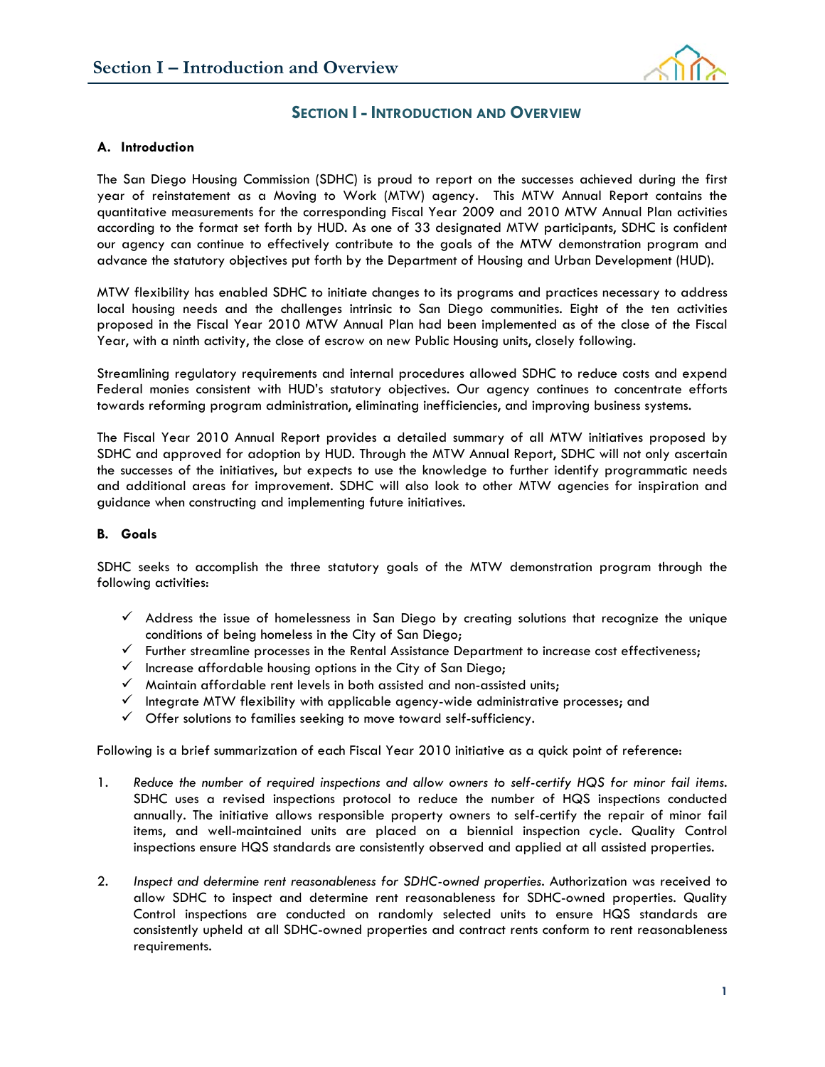# SECTION I - INTRODUCTION AND OVERVIEW

## A. Introduction

The San Diego Housing Commission (SDHC) is proud to report on the successes achieved during the first year of reinstatement as a Moving to Work (MTW) agency. This MTW Annual Report contains the quantitative measurements for the corresponding Fiscal Year 2009 and 2010 MTW Annual Plan activities according to the format set forth by HUD. As one of 33 designated MTW participants, SDHC is confident our agency can continue to effectively contribute to the goals of the MTW demonstration program and advance the statutory objectives put forth by the Department of Housing and Urban Development (HUD).

MTW flexibility has enabled SDHC to initiate changes to its programs and practices necessary to address local housing needs and the challenges intrinsic to San Diego communities. Eight of the ten activities proposed in the Fiscal Year 2010 MTW Annual Plan had been implemented as of the close of the Fiscal Year, with a ninth activity, the close of escrow on new Public Housing units, closely following.

Streamlining regulatory requirements and internal procedures allowed SDHC to reduce costs and expend Federal monies consistent with HUD's statutory objectives. Our agency continues to concentrate efforts towards reforming program administration, eliminating inefficiencies, and improving business systems.

The Fiscal Year 2010 Annual Report provides a detailed summary of all MTW initiatives proposed by SDHC and approved for adoption by HUD. Through the MTW Annual Report, SDHC will not only ascertain the successes of the initiatives, but expects to use the knowledge to further identify programmatic needs and additional areas for improvement. SDHC will also look to other MTW agencies for inspiration and guidance when constructing and implementing future initiatives.

## B. Goals

SDHC seeks to accomplish the three statutory goals of the MTW demonstration program through the following activities:

- ✓ Address the issue of homelessness in San Diego by creating solutions that recognize the unique conditions of being homeless in the City of San Diego;
- ✓ Further streamline processes in the Rental Assistance Department to increase cost effectiveness;
- ✓ Increase affordable housing options in the City of San Diego;
- ✓ Maintain affordable rent levels in both assisted and non-assisted units;
- ✓ Integrate MTW flexibility with applicable agency-wide administrative processes; and
- ✓ Offer solutions to families seeking to move toward self-sufficiency.

Following is a brief summarization of each Fiscal Year 2010 initiative as a quick point of reference:

1. *Reduce the number of required inspections and allow owners to self-certify HQS for minor fail items.* SDHC uses a revised inspections protocol to reduce the number of HQS inspections conducted annually. The initiative allows responsible property owners to self-certify the repair of minor fail items, and well-maintained units are placed on a biennial inspection cycle. Quality Control inspections ensure HQS standards are consistently observed and applied at all assisted properties.

2. *Inspect and determine rent reasonableness for SDHC-owned properties.* Authorization was received to allow SDHC to inspect and determine rent reasonableness for SDHC-owned properties. Quality Control inspections are conducted on randomly selected units to ensure HQS standards are consistently upheld at all SDHC-owned properties and contract rents conform to rent reasonableness requirements.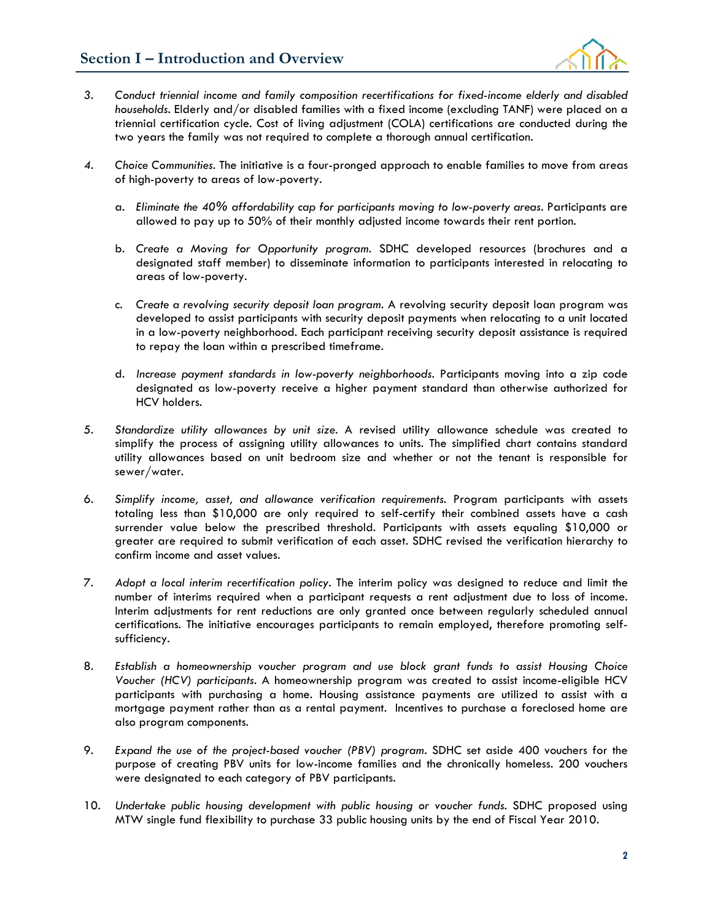3. *Conduct triennial income and family composition recertifications for fixed-income elderly and disabled households.* Elderly and/or disabled families with a fixed income (excluding TANF) were placed on a triennial certification cycle. Cost of living adjustment (COLA) certifications are conducted during the two years the family was not required to complete a thorough annual certification.

4. *Choice Communities.* The initiative is a four-pronged approach to enable families to move from areas of high-poverty to areas of low-poverty.

   a. *Eliminate the 40% affordability cap for participants moving to low-poverty areas.* Participants are allowed to pay up to 50% of their monthly adjusted income towards their rent portion.

   b. *Create a Moving for Opportunity program.* SDHC developed resources (brochures and a designated staff member) to disseminate information to participants interested in relocating to areas of low-poverty.

   c. *Create a revolving security deposit loan program.* A revolving security deposit loan program was developed to assist participants with security deposit payments when relocating to a unit located in a low-poverty neighborhood. Each participant receiving security deposit assistance is required to repay the loan within a prescribed timeframe.

   d. *Increase payment standards in low-poverty neighborhoods.* Participants moving into a zip code designated as low-poverty receive a higher payment standard than otherwise authorized for HCV holders.

5. *Standardize utility allowances by unit size.* A revised utility allowance schedule was created to simplify the process of assigning utility allowances to units. The simplified chart contains standard utility allowances based on unit bedroom size and whether or not the tenant is responsible for sewer/water.

6. *Simplify income, asset, and allowance verification requirements.* Program participants with assets totaling less than $10,000 are only required to self-certify their combined assets have a cash surrender value below the prescribed threshold. Participants with assets equaling $10,000 or greater are required to submit verification of each asset. SDHC revised the verification hierarchy to confirm income and asset values.

7. *Adopt a local interim recertification policy.* The interim policy was designed to reduce and limit the number of interims required when a participant requests a rent adjustment due to loss of income. Interim adjustments for rent reductions are only granted once between regularly scheduled annual certifications. The initiative encourages participants to remain employed, therefore promoting self-sufficiency.

8. *Establish a homeownership voucher program and use block grant funds to assist Housing Choice Voucher (HCV) participants.* A homeownership program was created to assist income-eligible HCV participants with purchasing a home. Housing assistance payments are utilized to assist with a mortgage payment rather than as a rental payment. Incentives to purchase a foreclosed home are also program components.

9. *Expand the use of the project-based voucher (PBV) program.* SDHC set aside 400 vouchers for the purpose of creating PBV units for low-income families and the chronically homeless. 200 vouchers were designated to each category of PBV participants.

10. *Undertake public housing development with public housing or voucher funds.* SDHC proposed using MTW single fund flexibility to purchase 33 public housing units by the end of Fiscal Year 2010.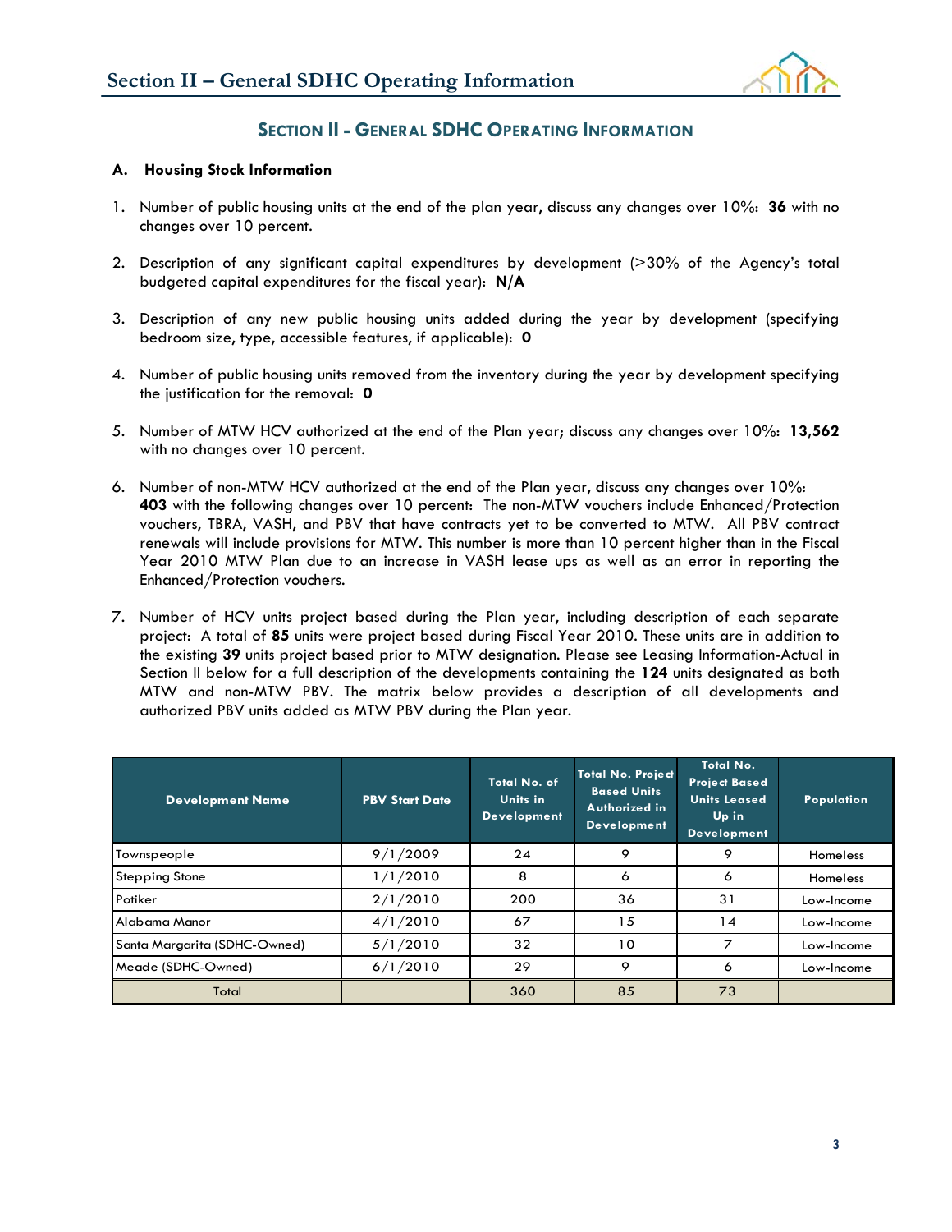## SECTION II - GENERAL SDHC OPERATING INFORMATION

### A. Housing Stock Information

1. Number of public housing units at the end of the plan year, discuss any changes over 10%: **36** with no changes over 10 percent.

2. Description of any significant capital expenditures by development (>30% of the Agency's total budgeted capital expenditures for the fiscal year): **N/A**

3. Description of any new public housing units added during the year by development (specifying bedroom size, type, accessible features, if applicable): **0**

4. Number of public housing units removed from the inventory during the year by development specifying the justification for the removal: **0**

5. Number of MTW HCV authorized at the end of the Plan year; discuss any changes over 10%: **13,562** with no changes over 10 percent.

6. Number of non-MTW HCV authorized at the end of the Plan year, discuss any changes over 10%: **403** with the following changes over 10 percent: The non-MTW vouchers include Enhanced/Protection vouchers, TBRA, VASH, and PBV that have contracts yet to be converted to MTW. All PBV contract renewals will include provisions for MTW. This number is more than 10 percent higher than in the Fiscal Year 2010 MTW Plan due to an increase in VASH lease ups as well as an error in reporting the Enhanced/Protection vouchers.

7. Number of HCV units project based during the Plan year, including description of each separate project: A total of **85** units were project based during Fiscal Year 2010. These units are in addition to the existing **39** units project based prior to MTW designation. Please see Leasing Information-Actual in Section II below for a full description of the developments containing the **124** units designated as both MTW and non-MTW PBV. The matrix below provides a description of all developments and authorized PBV units added as MTW PBV during the Plan year.

| Development Name | PBV Start Date | Total No. of Units in Development | Total No. Project Based Units Authorized in Development | Total No. Project Based Units Leased Up in Development | Population |
|---|---|---|---|---|---|
| Townspeople | 9/1/2009 | 24 | 9 | 9 | Homeless |
| Stepping Stone | 1/1/2010 | 8 | 6 | 6 | Homeless |
| Potiker | 2/1/2010 | 200 | 36 | 31 | Low-Income |
| Alabama Manor | 4/1/2010 | 67 | 15 | 14 | Low-Income |
| Santa Margarita (SDHC-Owned) | 5/1/2010 | 32 | 10 | 7 | Low-Income |
| Meade (SDHC-Owned) | 6/1/2010 | 29 | 9 | 6 | Low-Income |
| Total | | 360 | 85 | 73 | |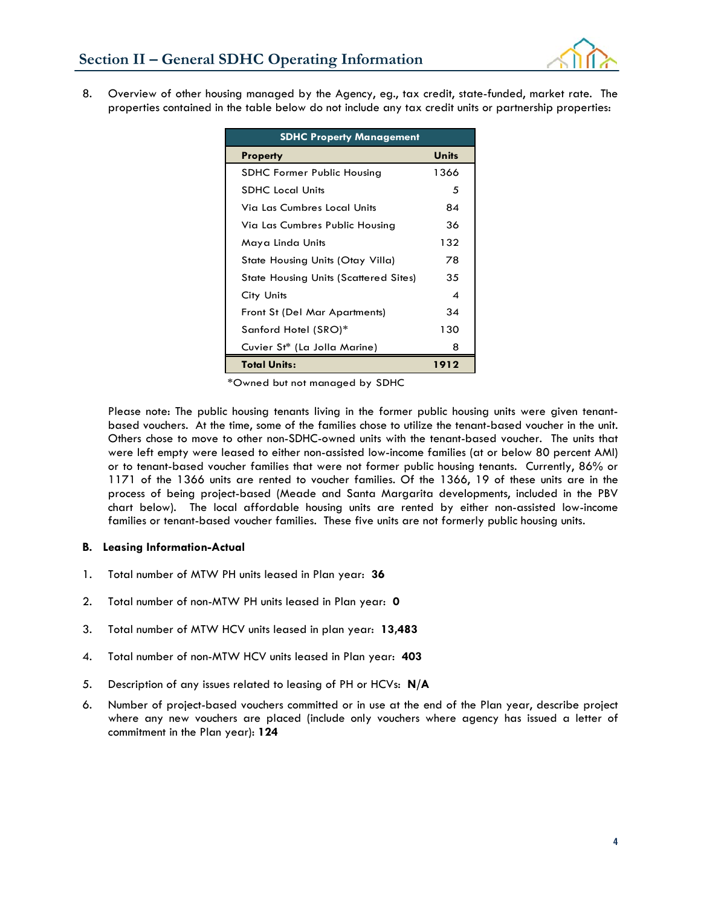## Section II – General SDHC Operating Information

8. Overview of other housing managed by the Agency, eg., tax credit, state-funded, market rate. The properties contained in the table below do not include any tax credit units or partnership properties:

| SDHC Property Management | |
|---|---|
| **Property** | **Units** |
| SDHC Former Public Housing | 1366 |
| SDHC Local Units | 5 |
| Via Las Cumbres Local Units | 84 |
| Via Las Cumbres Public Housing | 36 |
| Maya Linda Units | 132 |
| State Housing Units (Otay Villa) | 78 |
| State Housing Units (Scattered Sites) | 35 |
| City Units | 4 |
| Front St (Del Mar Apartments) | 34 |
| Sanford Hotel (SRO)* | 130 |
| Cuvier St* (La Jolla Marine) | 8 |
| **Total Units:** | **1912** |

*Owned but not managed by SDHC

Please note: The public housing tenants living in the former public housing units were given tenant-based vouchers. At the time, some of the families chose to utilize the tenant-based voucher in the unit. Others chose to move to other non-SDHC-owned units with the tenant-based voucher. The units that were left empty were leased to either non-assisted low-income families (at or below 80 percent AMI) or to tenant-based voucher families that were not former public housing tenants. Currently, 86% or 1171 of the 1366 units are rented to voucher families. Of the 1366, 19 of these units are in the process of being project-based (Meade and Santa Margarita developments, included in the PBV chart below). The local affordable housing units are rented by either non-assisted low-income families or tenant-based voucher families. These five units are not formerly public housing units.

### B. Leasing Information-Actual

1. Total number of MTW PH units leased in Plan year: **36**

2. Total number of non-MTW PH units leased in Plan year: **0**

3. Total number of MTW HCV units leased in plan year: **13,483**

4. Total number of non-MTW HCV units leased in Plan year: **403**

5. Description of any issues related to leasing of PH or HCVs: **N/A**

6. Number of project-based vouchers committed or in use at the end of the Plan year, describe project where any new vouchers are placed (include only vouchers where agency has issued a letter of commitment in the Plan year): **124**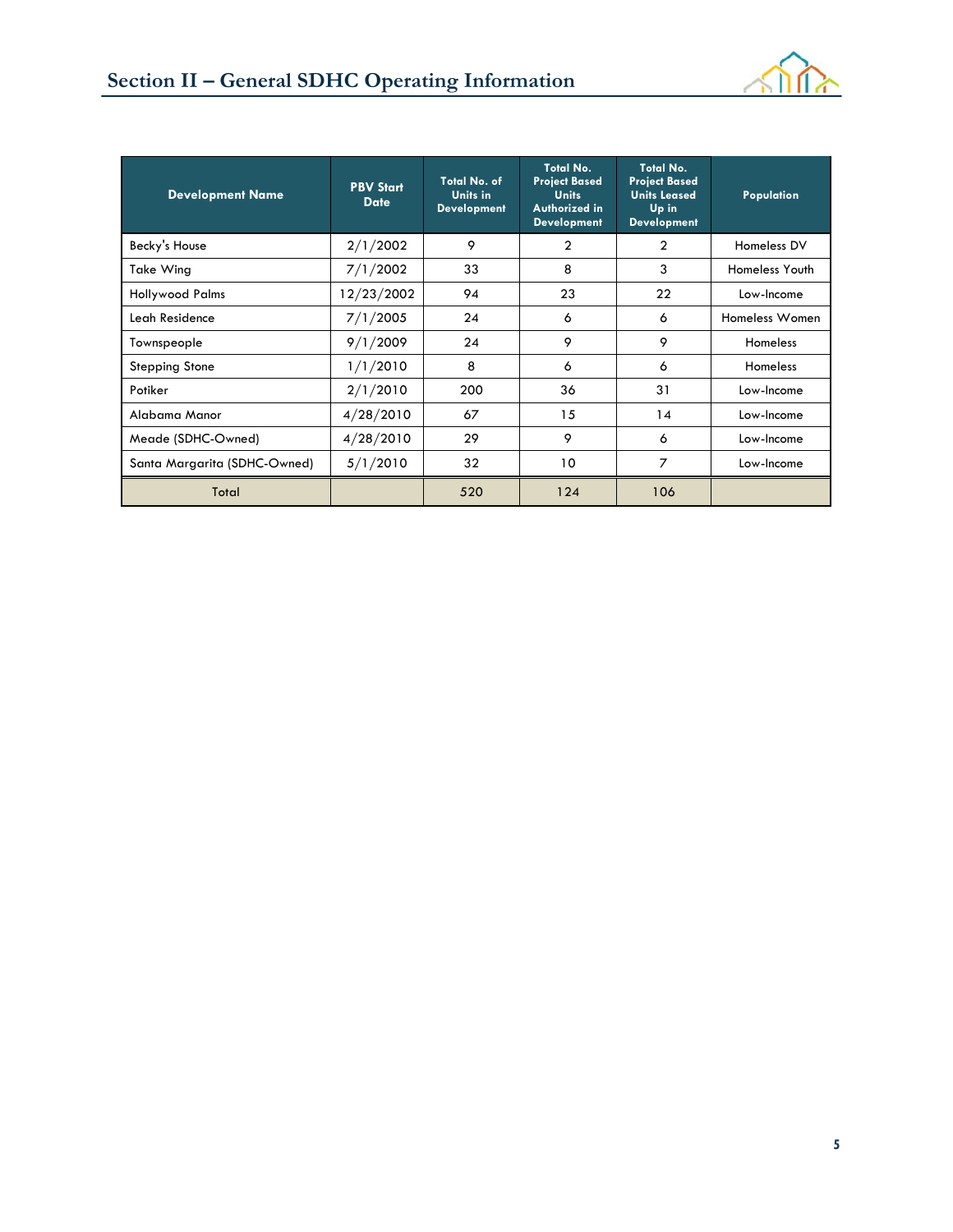| Development Name | PBV Start Date | Total No. of Units in Development | Total No. Project Based Units Authorized in Development | Total No. Project Based Units Leased Up in Development | Population |
|---|---|---|---|---|---|
| Becky's House | 2/1/2002 | 9 | 2 | 2 | Homeless DV |
| Take Wing | 7/1/2002 | 33 | 8 | 3 | Homeless Youth |
| Hollywood Palms | 12/23/2002 | 94 | 23 | 22 | Low-Income |
| Leah Residence | 7/1/2005 | 24 | 6 | 6 | Homeless Women |
| Townspeople | 9/1/2009 | 24 | 9 | 9 | Homeless |
| Stepping Stone | 1/1/2010 | 8 | 6 | 6 | Homeless |
| Potiker | 2/1/2010 | 200 | 36 | 31 | Low-Income |
| Alabama Manor | 4/28/2010 | 67 | 15 | 14 | Low-Income |
| Meade (SDHC-Owned) | 4/28/2010 | 29 | 9 | 6 | Low-Income |
| Santa Margarita (SDHC-Owned) | 5/1/2010 | 32 | 10 | 7 | Low-Income |
| Total | | 520 | 124 | 106 | |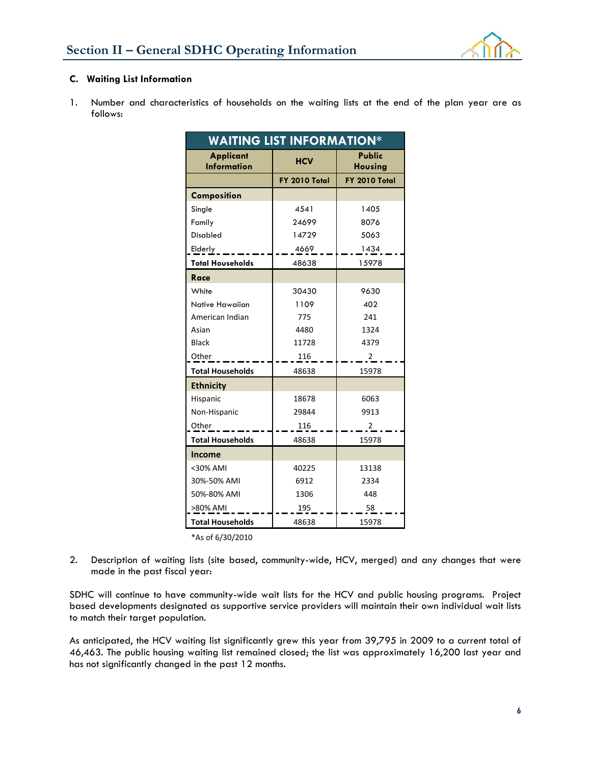### C. Waiting List Information

1. Number and characteristics of households on the waiting lists at the end of the plan year are as follows:

| WAITING LIST INFORMATION* | | |
|---|---|---|
| **Applicant Information** | **HCV** | **Public Housing** |
| | **FY 2010 Total** | **FY 2010 Total** |
| **Composition** | | |
| Single | 4541 | 1405 |
| Family | 24699 | 8076 |
| Disabled | 14729 | 5063 |
| Elderly | 4669 | 1434 |
| **Total Households** | 48638 | 15978 |
| **Race** | | |
| White | 30430 | 9630 |
| Native Hawaiian | 1109 | 402 |
| American Indian | 775 | 241 |
| Asian | 4480 | 1324 |
| Black | 11728 | 4379 |
| Other | 116 | 2 |
| **Total Households** | 48638 | 15978 |
| **Ethnicity** | | |
| Hispanic | 18678 | 6063 |
| Non-Hispanic | 29844 | 9913 |
| Other | 116 | 2 |
| **Total Households** | 48638 | 15978 |
| **Income** | | |
| <30% AMI | 40225 | 13138 |
| 30%-50% AMI | 6912 | 2334 |
| 50%-80% AMI | 1306 | 448 |
| >80% AMI | 195 | 58 |
| **Total Households** | 48638 | 15978 |

*As of 6/30/2010

2. Description of waiting lists (site based, community-wide, HCV, merged) and any changes that were made in the past fiscal year:

SDHC will continue to have community-wide wait lists for the HCV and public housing programs. Project based developments designated as supportive service providers will maintain their own individual wait lists to match their target population.

As anticipated, the HCV waiting list significantly grew this year from 39,795 in 2009 to a current total of 46,463. The public housing waiting list remained closed; the list was approximately 16,200 last year and has not significantly changed in the past 12 months.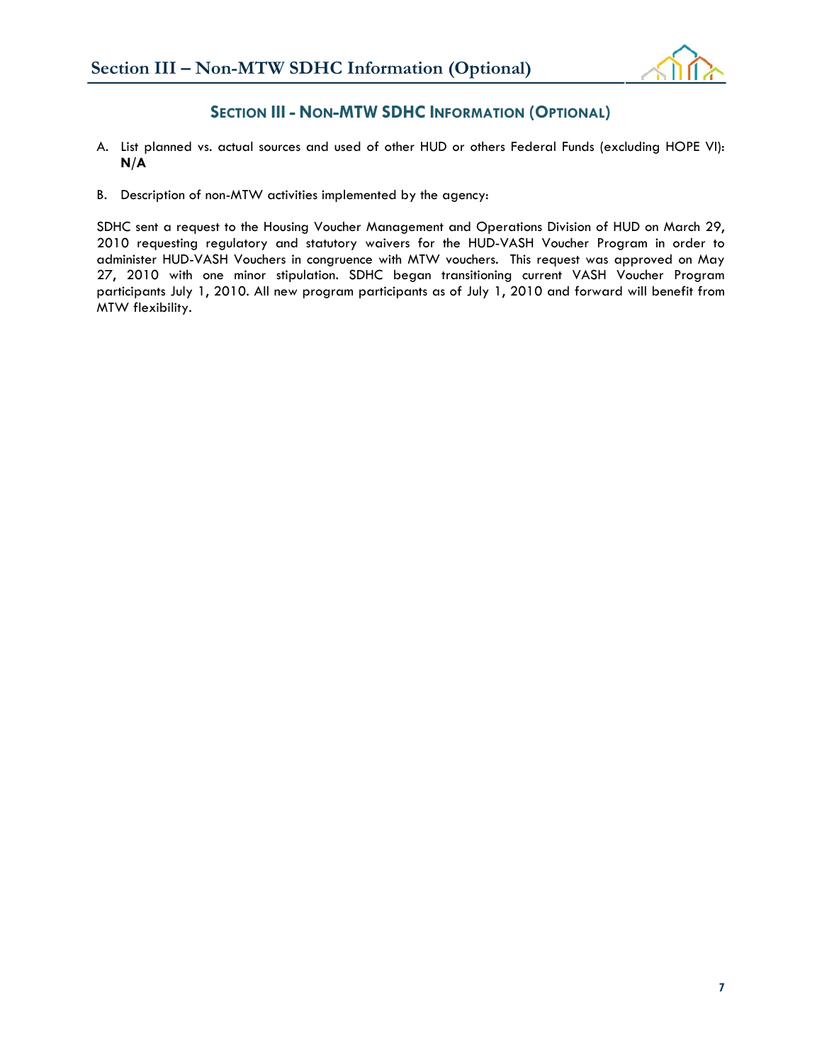## SECTION III - NON-MTW SDHC INFORMATION (OPTIONAL)

A. List planned vs. actual sources and used of other HUD or others Federal Funds (excluding HOPE VI): **N/A**

B. Description of non-MTW activities implemented by the agency:

SDHC sent a request to the Housing Voucher Management and Operations Division of HUD on March 29, 2010 requesting regulatory and statutory waivers for the HUD-VASH Voucher Program in order to administer HUD-VASH Vouchers in congruence with MTW vouchers. This request was approved on May 27, 2010 with one minor stipulation. SDHC began transitioning current VASH Voucher Program participants July 1, 2010. All new program participants as of July 1, 2010 and forward will benefit from MTW flexibility.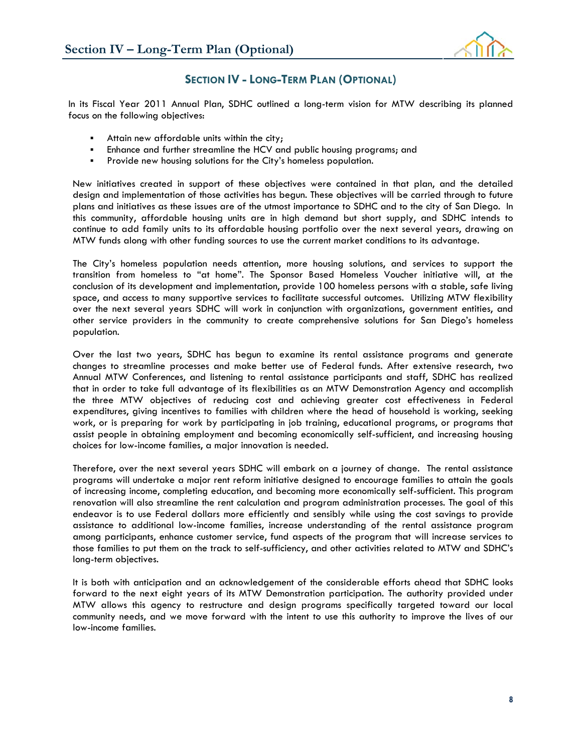# Section IV - Long-Term Plan (Optional)

In its Fiscal Year 2011 Annual Plan, SDHC outlined a long-term vision for MTW describing its planned focus on the following objectives:

- Attain new affordable units within the city;
- Enhance and further streamline the HCV and public housing programs; and
- Provide new housing solutions for the City's homeless population.

New initiatives created in support of these objectives were contained in that plan, and the detailed design and implementation of those activities has begun. These objectives will be carried through to future plans and initiatives as these issues are of the utmost importance to SDHC and to the city of San Diego. In this community, affordable housing units are in high demand but short supply, and SDHC intends to continue to add family units to its affordable housing portfolio over the next several years, drawing on MTW funds along with other funding sources to use the current market conditions to its advantage.

The City's homeless population needs attention, more housing solutions, and services to support the transition from homeless to "at home". The Sponsor Based Homeless Voucher initiative will, at the conclusion of its development and implementation, provide 100 homeless persons with a stable, safe living space, and access to many supportive services to facilitate successful outcomes. Utilizing MTW flexibility over the next several years SDHC will work in conjunction with organizations, government entities, and other service providers in the community to create comprehensive solutions for San Diego's homeless population.

Over the last two years, SDHC has begun to examine its rental assistance programs and generate changes to streamline processes and make better use of Federal funds. After extensive research, two Annual MTW Conferences, and listening to rental assistance participants and staff, SDHC has realized that in order to take full advantage of its flexibilities as an MTW Demonstration Agency and accomplish the three MTW objectives of reducing cost and achieving greater cost effectiveness in Federal expenditures, giving incentives to families with children where the head of household is working, seeking work, or is preparing for work by participating in job training, educational programs, or programs that assist people in obtaining employment and becoming economically self-sufficient, and increasing housing choices for low-income families, a major innovation is needed.

Therefore, over the next several years SDHC will embark on a journey of change. The rental assistance programs will undertake a major rent reform initiative designed to encourage families to attain the goals of increasing income, completing education, and becoming more economically self-sufficient. This program renovation will also streamline the rent calculation and program administration processes. The goal of this endeavor is to use Federal dollars more efficiently and sensibly while using the cost savings to provide assistance to additional low-income families, increase understanding of the rental assistance program among participants, enhance customer service, fund aspects of the program that will increase services to those families to put them on the track to self-sufficiency, and other activities related to MTW and SDHC's long-term objectives.

It is both with anticipation and an acknowledgement of the considerable efforts ahead that SDHC looks forward to the next eight years of its MTW Demonstration participation. The authority provided under MTW allows this agency to restructure and design programs specifically targeted toward our local community needs, and we move forward with the intent to use this authority to improve the lives of our low-income families.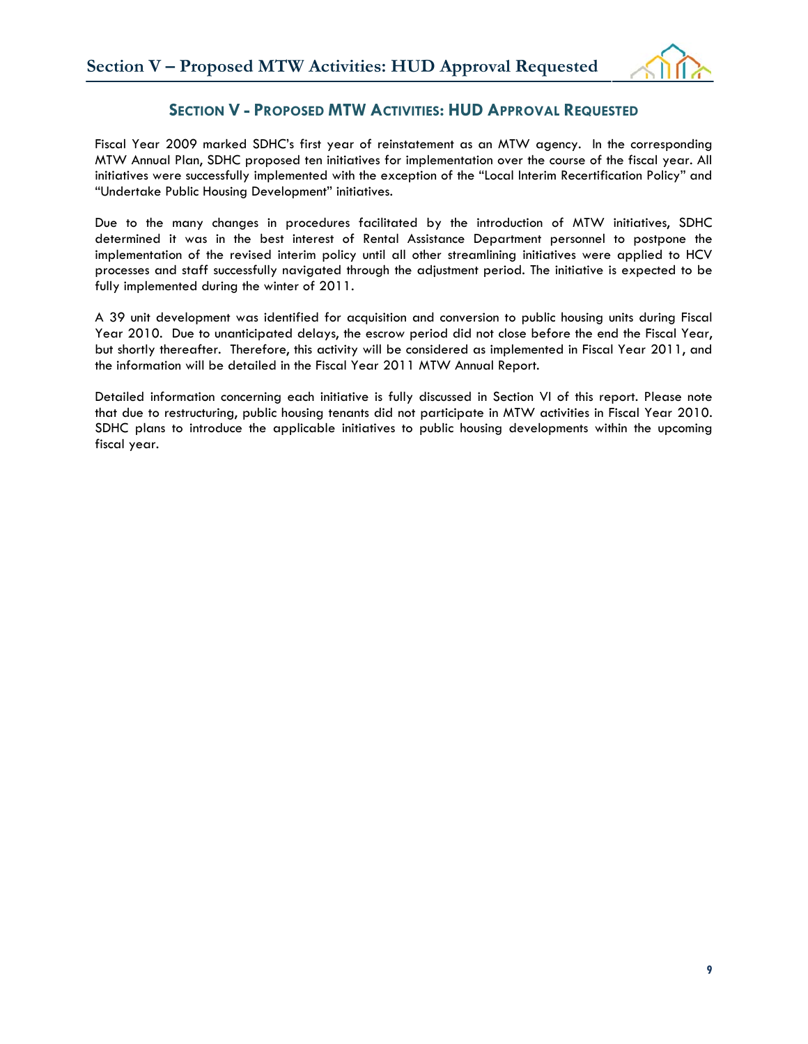## SECTION V - PROPOSED MTW ACTIVITIES: HUD APPROVAL REQUESTED

Fiscal Year 2009 marked SDHC's first year of reinstatement as an MTW agency. In the corresponding MTW Annual Plan, SDHC proposed ten initiatives for implementation over the course of the fiscal year. All initiatives were successfully implemented with the exception of the "Local Interim Recertification Policy" and "Undertake Public Housing Development" initiatives.

Due to the many changes in procedures facilitated by the introduction of MTW initiatives, SDHC determined it was in the best interest of Rental Assistance Department personnel to postpone the implementation of the revised interim policy until all other streamlining initiatives were applied to HCV processes and staff successfully navigated through the adjustment period. The initiative is expected to be fully implemented during the winter of 2011.

A 39 unit development was identified for acquisition and conversion to public housing units during Fiscal Year 2010. Due to unanticipated delays, the escrow period did not close before the end the Fiscal Year, but shortly thereafter. Therefore, this activity will be considered as implemented in Fiscal Year 2011, and the information will be detailed in the Fiscal Year 2011 MTW Annual Report.

Detailed information concerning each initiative is fully discussed in Section VI of this report. Please note that due to restructuring, public housing tenants did not participate in MTW activities in Fiscal Year 2010. SDHC plans to introduce the applicable initiatives to public housing developments within the upcoming fiscal year.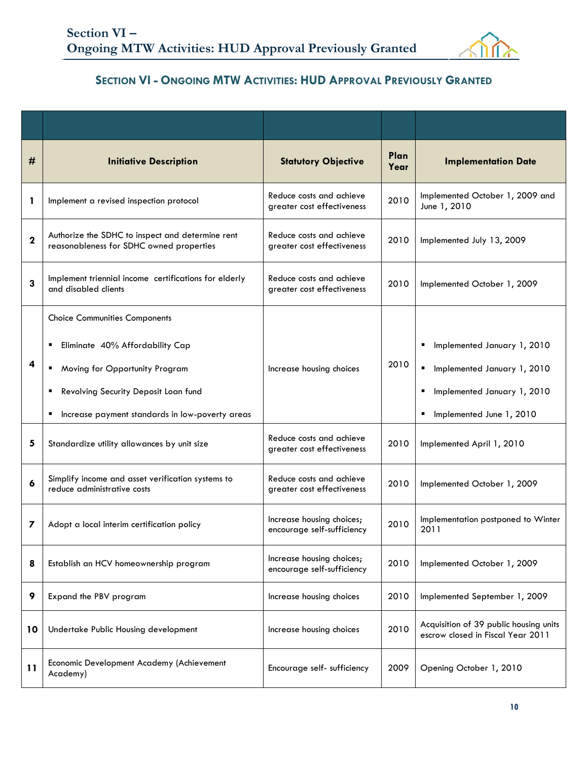## Section VI - Ongoing MTW Activities: HUD Approval Previously Granted

| # | Initiative Description | Statutory Objective | Plan Year | Implementation Date |
|---|---|---|---|---|
| 1 | Implement a revised inspection protocol | Reduce costs and achieve greater cost effectiveness | 2010 | Implemented October 1, 2009 and June 1, 2010 |
| 2 | Authorize the SDHC to inspect and determine rent reasonableness for SDHC owned properties | Reduce costs and achieve greater cost effectiveness | 2010 | Implemented July 13, 2009 |
| 3 | Implement triennial income certifications for elderly and disabled clients | Reduce costs and achieve greater cost effectiveness | 2010 | Implemented October 1, 2009 |
| 4 | Choice Communities Components<br>▪ Eliminate 40% Affordability Cap<br>▪ Moving for Opportunity Program<br>▪ Revolving Security Deposit Loan fund<br>▪ Increase payment standards in low-poverty areas | Increase housing choices | 2010 | ▪ Implemented January 1, 2010<br>▪ Implemented January 1, 2010<br>▪ Implemented January 1, 2010<br>▪ Implemented June 1, 2010 |
| 5 | Standardize utility allowances by unit size | Reduce costs and achieve greater cost effectiveness | 2010 | Implemented April 1, 2010 |
| 6 | Simplify income and asset verification systems to reduce administrative costs | Reduce costs and achieve greater cost effectiveness | 2010 | Implemented October 1, 2009 |
| 7 | Adopt a local interim certification policy | Increase housing choices; encourage self-sufficiency | 2010 | Implementation postponed to Winter 2011 |
| 8 | Establish an HCV homeownership program | Increase housing choices; encourage self-sufficiency | 2010 | Implemented October 1, 2009 |
| 9 | Expand the PBV program | Increase housing choices | 2010 | Implemented September 1, 2009 |
| 10 | Undertake Public Housing development | Increase housing choices | 2010 | Acquisition of 39 public housing units escrow closed in Fiscal Year 2011 |
| 11 | Economic Development Academy (Achievement Academy) | Encourage self- sufficiency | 2009 | Opening October 1, 2010 |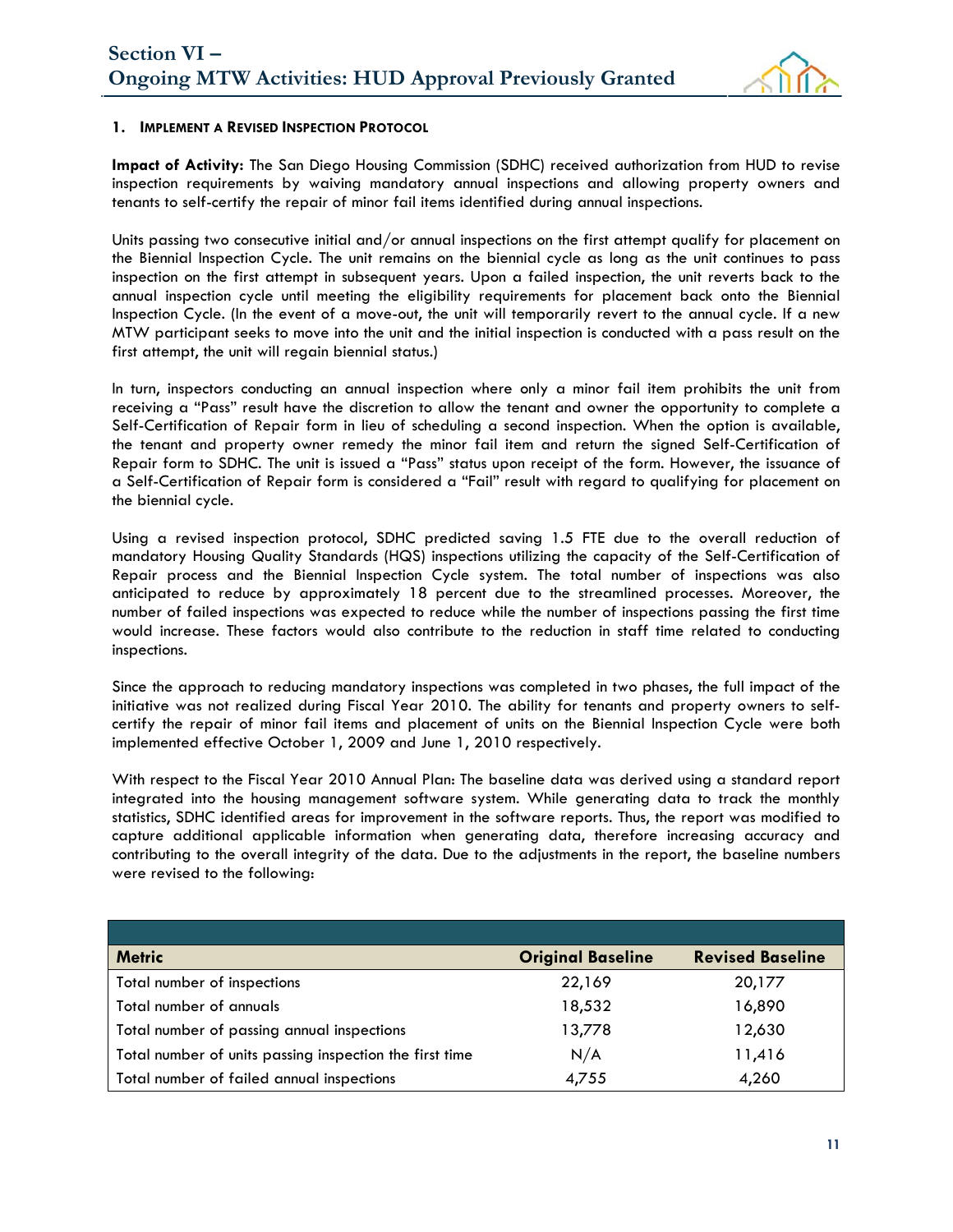## 1. Implement a Revised Inspection Protocol

**Impact of Activity:** The San Diego Housing Commission (SDHC) received authorization from HUD to revise inspection requirements by waiving mandatory annual inspections and allowing property owners and tenants to self-certify the repair of minor fail items identified during annual inspections.

Units passing two consecutive initial and/or annual inspections on the first attempt qualify for placement on the Biennial Inspection Cycle. The unit remains on the biennial cycle as long as the unit continues to pass inspection on the first attempt in subsequent years. Upon a failed inspection, the unit reverts back to the annual inspection cycle until meeting the eligibility requirements for placement back onto the Biennial Inspection Cycle. (In the event of a move-out, the unit will temporarily revert to the annual cycle. If a new MTW participant seeks to move into the unit and the initial inspection is conducted with a pass result on the first attempt, the unit will regain biennial status.)

In turn, inspectors conducting an annual inspection where only a minor fail item prohibits the unit from receiving a "Pass" result have the discretion to allow the tenant and owner the opportunity to complete a Self-Certification of Repair form in lieu of scheduling a second inspection. When the option is available, the tenant and property owner remedy the minor fail item and return the signed Self-Certification of Repair form to SDHC. The unit is issued a "Pass" status upon receipt of the form. However, the issuance of a Self-Certification of Repair form is considered a "Fail" result with regard to qualifying for placement on the biennial cycle.

Using a revised inspection protocol, SDHC predicted saving 1.5 FTE due to the overall reduction of mandatory Housing Quality Standards (HQS) inspections utilizing the capacity of the Self-Certification of Repair process and the Biennial Inspection Cycle system. The total number of inspections was also anticipated to reduce by approximately 18 percent due to the streamlined processes. Moreover, the number of failed inspections was expected to reduce while the number of inspections passing the first time would increase. These factors would also contribute to the reduction in staff time related to conducting inspections.

Since the approach to reducing mandatory inspections was completed in two phases, the full impact of the initiative was not realized during Fiscal Year 2010. The ability for tenants and property owners to self-certify the repair of minor fail items and placement of units on the Biennial Inspection Cycle were both implemented effective October 1, 2009 and June 1, 2010 respectively.

With respect to the Fiscal Year 2010 Annual Plan: The baseline data was derived using a standard report integrated into the housing management software system. While generating data to track the monthly statistics, SDHC identified areas for improvement in the software reports. Thus, the report was modified to capture additional applicable information when generating data, therefore increasing accuracy and contributing to the overall integrity of the data. Due to the adjustments in the report, the baseline numbers were revised to the following:

| Metric | Original Baseline | Revised Baseline |
|---|---|---|
| Total number of inspections | 22,169 | 20,177 |
| Total number of annuals | 18,532 | 16,890 |
| Total number of passing annual inspections | 13,778 | 12,630 |
| Total number of units passing inspection the first time | N/A | 11,416 |
| Total number of failed annual inspections | 4,755 | 4,260 |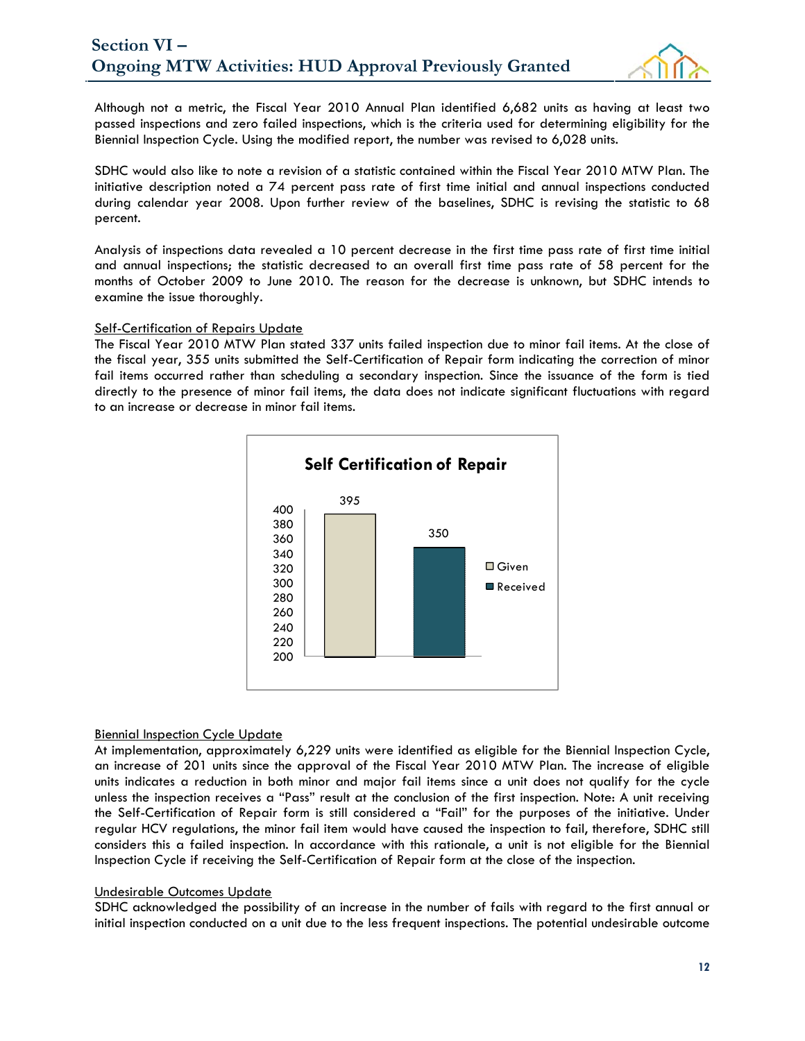Although not a metric, the Fiscal Year 2010 Annual Plan identified 6,682 units as having at least two passed inspections and zero failed inspections, which is the criteria used for determining eligibility for the Biennial Inspection Cycle. Using the modified report, the number was revised to 6,028 units.

SDHC would also like to note a revision of a statistic contained within the Fiscal Year 2010 MTW Plan. The initiative description noted a 74 percent pass rate of first time initial and annual inspections conducted during calendar year 2008. Upon further review of the baselines, SDHC is revising the statistic to 68 percent.

Analysis of inspections data revealed a 10 percent decrease in the first time pass rate of first time initial and annual inspections; the statistic decreased to an overall first time pass rate of 58 percent for the months of October 2009 to June 2010. The reason for the decrease is unknown, but SDHC intends to examine the issue thoroughly.

Self-Certification of Repairs Update

The Fiscal Year 2010 MTW Plan stated 337 units failed inspection due to minor fail items. At the close of the fiscal year, 355 units submitted the Self-Certification of Repair form indicating the correction of minor fail items occurred rather than scheduling a secondary inspection. Since the issuance of the form is tied directly to the presence of minor fail items, the data does not indicate significant fluctuations with regard to an increase or decrease in minor fail items.

**Self Certification of Repair**

| | Value |
|---|---|
| Given | 395 |
| Received | 350 |

Biennial Inspection Cycle Update

At implementation, approximately 6,229 units were identified as eligible for the Biennial Inspection Cycle, an increase of 201 units since the approval of the Fiscal Year 2010 MTW Plan. The increase of eligible units indicates a reduction in both minor and major fail items since a unit does not qualify for the cycle unless the inspection receives a "Pass" result at the conclusion of the first inspection. Note: A unit receiving the Self-Certification of Repair form is still considered a "Fail" for the purposes of the initiative. Under regular HCV regulations, the minor fail item would have caused the inspection to fail, therefore, SDHC still considers this a failed inspection. In accordance with this rationale, a unit is not eligible for the Biennial Inspection Cycle if receiving the Self-Certification of Repair form at the close of the inspection.

Undesirable Outcomes Update

SDHC acknowledged the possibility of an increase in the number of fails with regard to the first annual or initial inspection conducted on a unit due to the less frequent inspections. The potential undesirable outcome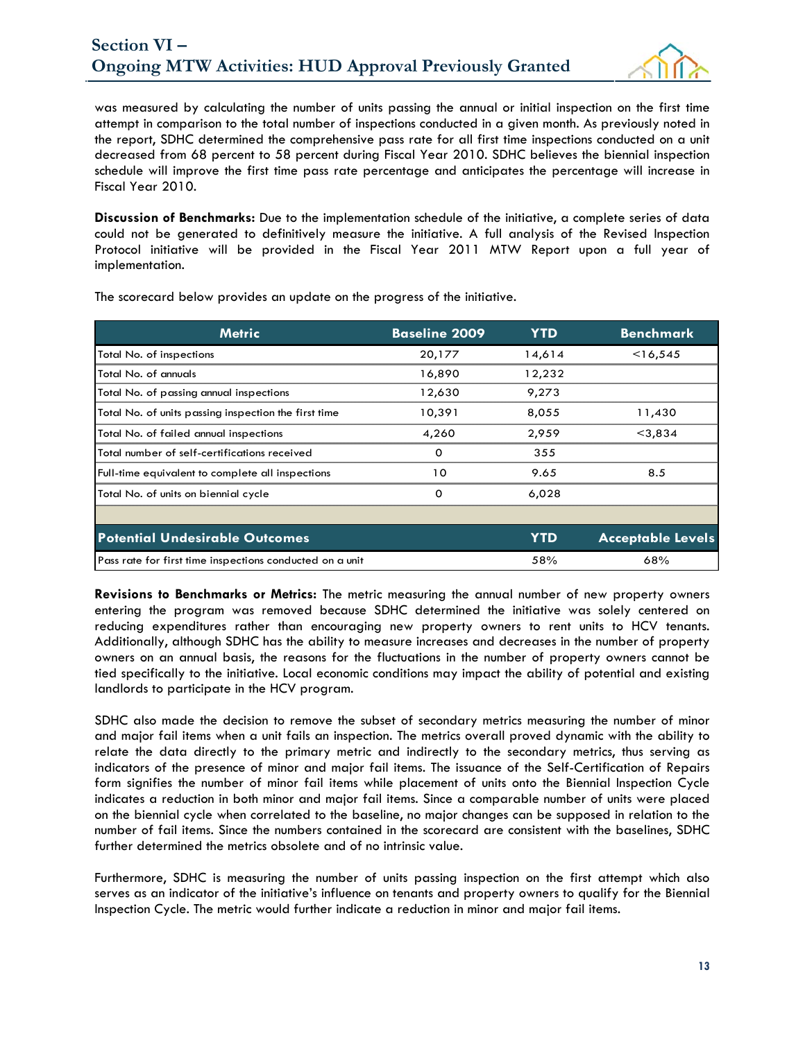was measured by calculating the number of units passing the annual or initial inspection on the first time attempt in comparison to the total number of inspections conducted in a given month. As previously noted in the report, SDHC determined the comprehensive pass rate for all first time inspections conducted on a unit decreased from 68 percent to 58 percent during Fiscal Year 2010. SDHC believes the biennial inspection schedule will improve the first time pass rate percentage and anticipates the percentage will increase in Fiscal Year 2010.

**Discussion of Benchmarks:** Due to the implementation schedule of the initiative, a complete series of data could not be generated to definitively measure the initiative. A full analysis of the Revised Inspection Protocol initiative will be provided in the Fiscal Year 2011 MTW Report upon a full year of implementation.

The scorecard below provides an update on the progress of the initiative.

| Metric | Baseline 2009 | YTD | Benchmark |
|---|---|---|---|
| Total No. of inspections | 20,177 | 14,614 | <16,545 |
| Total No. of annuals | 16,890 | 12,232 | |
| Total No. of passing annual inspections | 12,630 | 9,273 | |
| Total No. of units passing inspection the first time | 10,391 | 8,055 | 11,430 |
| Total No. of failed annual inspections | 4,260 | 2,959 | <3,834 |
| Total number of self-certifications received | 0 | 355 | |
| Full-time equivalent to complete all inspections | 10 | 9.65 | 8.5 |
| Total No. of units on biennial cycle | 0 | 6,028 | |
| | | | |
| **Potential Undesirable Outcomes** | | **YTD** | **Acceptable Levels** |
| Pass rate for first time inspections conducted on a unit | | 58% | 68% |

**Revisions to Benchmarks or Metrics:** The metric measuring the annual number of new property owners entering the program was removed because SDHC determined the initiative was solely centered on reducing expenditures rather than encouraging new property owners to rent units to HCV tenants. Additionally, although SDHC has the ability to measure increases and decreases in the number of property owners on an annual basis, the reasons for the fluctuations in the number of property owners cannot be tied specifically to the initiative. Local economic conditions may impact the ability of potential and existing landlords to participate in the HCV program.

SDHC also made the decision to remove the subset of secondary metrics measuring the number of minor and major fail items when a unit fails an inspection. The metrics overall proved dynamic with the ability to relate the data directly to the primary metric and indirectly to the secondary metrics, thus serving as indicators of the presence of minor and major fail items. The issuance of the Self-Certification of Repairs form signifies the number of minor fail items while placement of units onto the Biennial Inspection Cycle indicates a reduction in both minor and major fail items. Since a comparable number of units were placed on the biennial cycle when correlated to the baseline, no major changes can be supposed in relation to the number of fail items. Since the numbers contained in the scorecard are consistent with the baselines, SDHC further determined the metrics obsolete and of no intrinsic value.

Furthermore, SDHC is measuring the number of units passing inspection on the first attempt which also serves as an indicator of the initiative's influence on tenants and property owners to qualify for the Biennial Inspection Cycle. The metric would further indicate a reduction in minor and major fail items.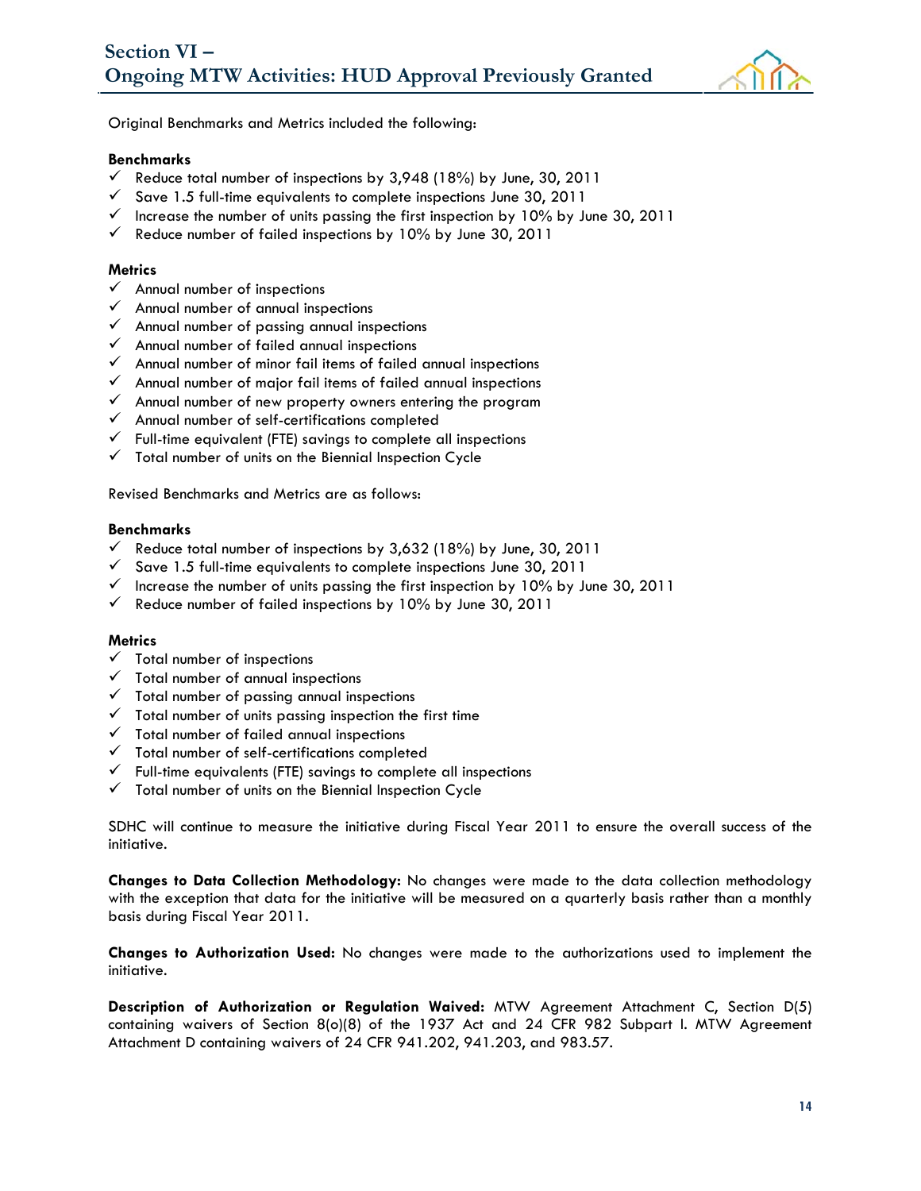Original Benchmarks and Metrics included the following:

**Benchmarks**

- ✓ Reduce total number of inspections by 3,948 (18%) by June, 30, 2011
- ✓ Save 1.5 full-time equivalents to complete inspections June 30, 2011
- ✓ Increase the number of units passing the first inspection by 10% by June 30, 2011
- ✓ Reduce number of failed inspections by 10% by June 30, 2011

**Metrics**

- ✓ Annual number of inspections
- ✓ Annual number of annual inspections
- ✓ Annual number of passing annual inspections
- ✓ Annual number of failed annual inspections
- ✓ Annual number of minor fail items of failed annual inspections
- ✓ Annual number of major fail items of failed annual inspections
- ✓ Annual number of new property owners entering the program
- ✓ Annual number of self-certifications completed
- ✓ Full-time equivalent (FTE) savings to complete all inspections
- ✓ Total number of units on the Biennial Inspection Cycle

Revised Benchmarks and Metrics are as follows:

**Benchmarks**

- ✓ Reduce total number of inspections by 3,632 (18%) by June, 30, 2011
- ✓ Save 1.5 full-time equivalents to complete inspections June 30, 2011
- ✓ Increase the number of units passing the first inspection by 10% by June 30, 2011
- ✓ Reduce number of failed inspections by 10% by June 30, 2011

**Metrics**

- ✓ Total number of inspections
- ✓ Total number of annual inspections
- ✓ Total number of passing annual inspections
- ✓ Total number of units passing inspection the first time
- ✓ Total number of failed annual inspections
- ✓ Total number of self-certifications completed
- ✓ Full-time equivalents (FTE) savings to complete all inspections
- ✓ Total number of units on the Biennial Inspection Cycle

SDHC will continue to measure the initiative during Fiscal Year 2011 to ensure the overall success of the initiative.

**Changes to Data Collection Methodology:** No changes were made to the data collection methodology with the exception that data for the initiative will be measured on a quarterly basis rather than a monthly basis during Fiscal Year 2011.

**Changes to Authorization Used:** No changes were made to the authorizations used to implement the initiative.

**Description of Authorization or Regulation Waived:** MTW Agreement Attachment C, Section D(5) containing waivers of Section 8(o)(8) of the 1937 Act and 24 CFR 982 Subpart I. MTW Agreement Attachment D containing waivers of 24 CFR 941.202, 941.203, and 983.57.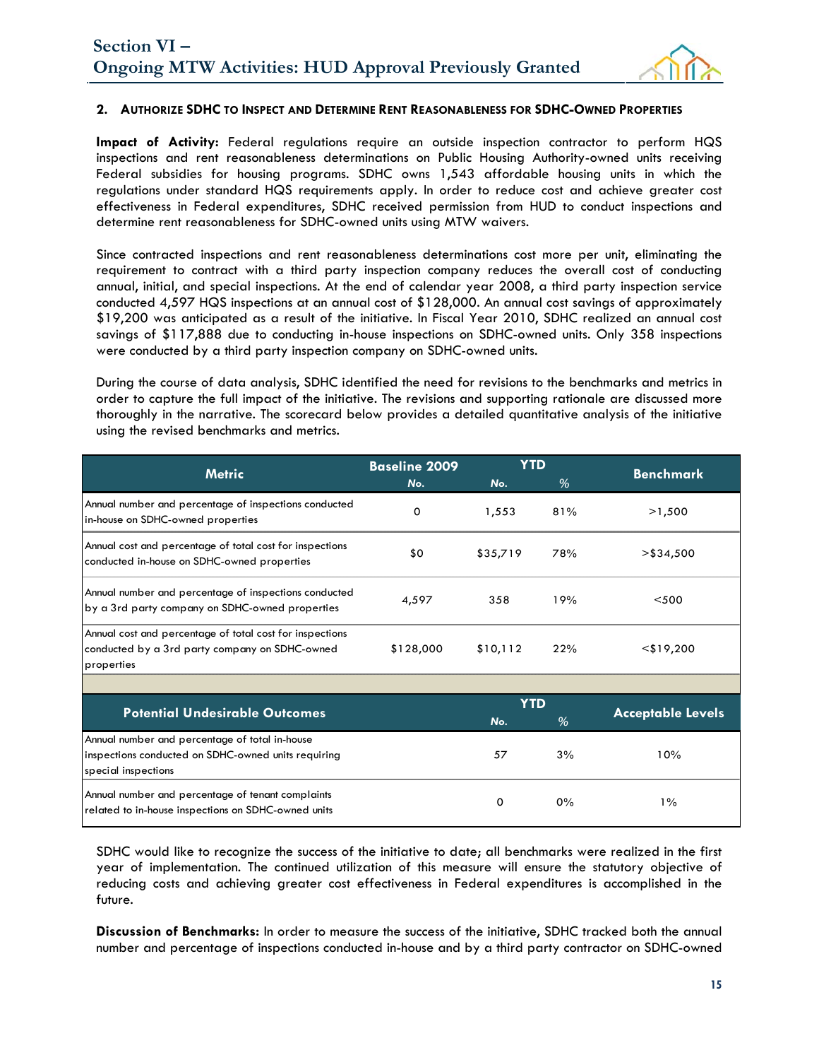## 2. Authorize SDHC to Inspect and Determine Rent Reasonableness for SDHC-Owned Properties

**Impact of Activity:** Federal regulations require an outside inspection contractor to perform HQS inspections and rent reasonableness determinations on Public Housing Authority-owned units receiving Federal subsidies for housing programs. SDHC owns 1,543 affordable housing units in which the regulations under standard HQS requirements apply. In order to reduce cost and achieve greater cost effectiveness in Federal expenditures, SDHC received permission from HUD to conduct inspections and determine rent reasonableness for SDHC-owned units using MTW waivers.

Since contracted inspections and rent reasonableness determinations cost more per unit, eliminating the requirement to contract with a third party inspection company reduces the overall cost of conducting annual, initial, and special inspections. At the end of calendar year 2008, a third party inspection service conducted 4,597 HQS inspections at an annual cost of $128,000. An annual cost savings of approximately $19,200 was anticipated as a result of the initiative. In Fiscal Year 2010, SDHC realized an annual cost savings of $117,888 due to conducting in-house inspections on SDHC-owned units. Only 358 inspections were conducted by a third party inspection company on SDHC-owned units.

During the course of data analysis, SDHC identified the need for revisions to the benchmarks and metrics in order to capture the full impact of the initiative. The revisions and supporting rationale are discussed more thoroughly in the narrative. The scorecard below provides a detailed quantitative analysis of the initiative using the revised benchmarks and metrics.

| Metric | Baseline 2009 | YTD | | Benchmark |
|---|---|---|---|---|
| | No. | No. | % | |
| Annual number and percentage of inspections conducted in-house on SDHC-owned properties | 0 | 1,553 | 81% | >1,500 |
| Annual cost and percentage of total cost for inspections conducted in-house on SDHC-owned properties | $0 | $35,719 | 78% | >$34,500 |
| Annual number and percentage of inspections conducted by a 3rd party company on SDHC-owned properties | 4,597 | 358 | 19% | <500 |
| Annual cost and percentage of total cost for inspections conducted by a 3rd party company on SDHC-owned properties | $128,000 | $10,112 | 22% | <$19,200 |

| Potential Undesirable Outcomes | YTD | | Acceptable Levels |
|---|---|---|---|
| | No. | % | |
| Annual number and percentage of total in-house inspections conducted on SDHC-owned units requiring special inspections | 57 | 3% | 10% |
| Annual number and percentage of tenant complaints related to in-house inspections on SDHC-owned units | 0 | 0% | 1% |

SDHC would like to recognize the success of the initiative to date; all benchmarks were realized in the first year of implementation. The continued utilization of this measure will ensure the statutory objective of reducing costs and achieving greater cost effectiveness in Federal expenditures is accomplished in the future.

**Discussion of Benchmarks:** In order to measure the success of the initiative, SDHC tracked both the annual number and percentage of inspections conducted in-house and by a third party contractor on SDHC-owned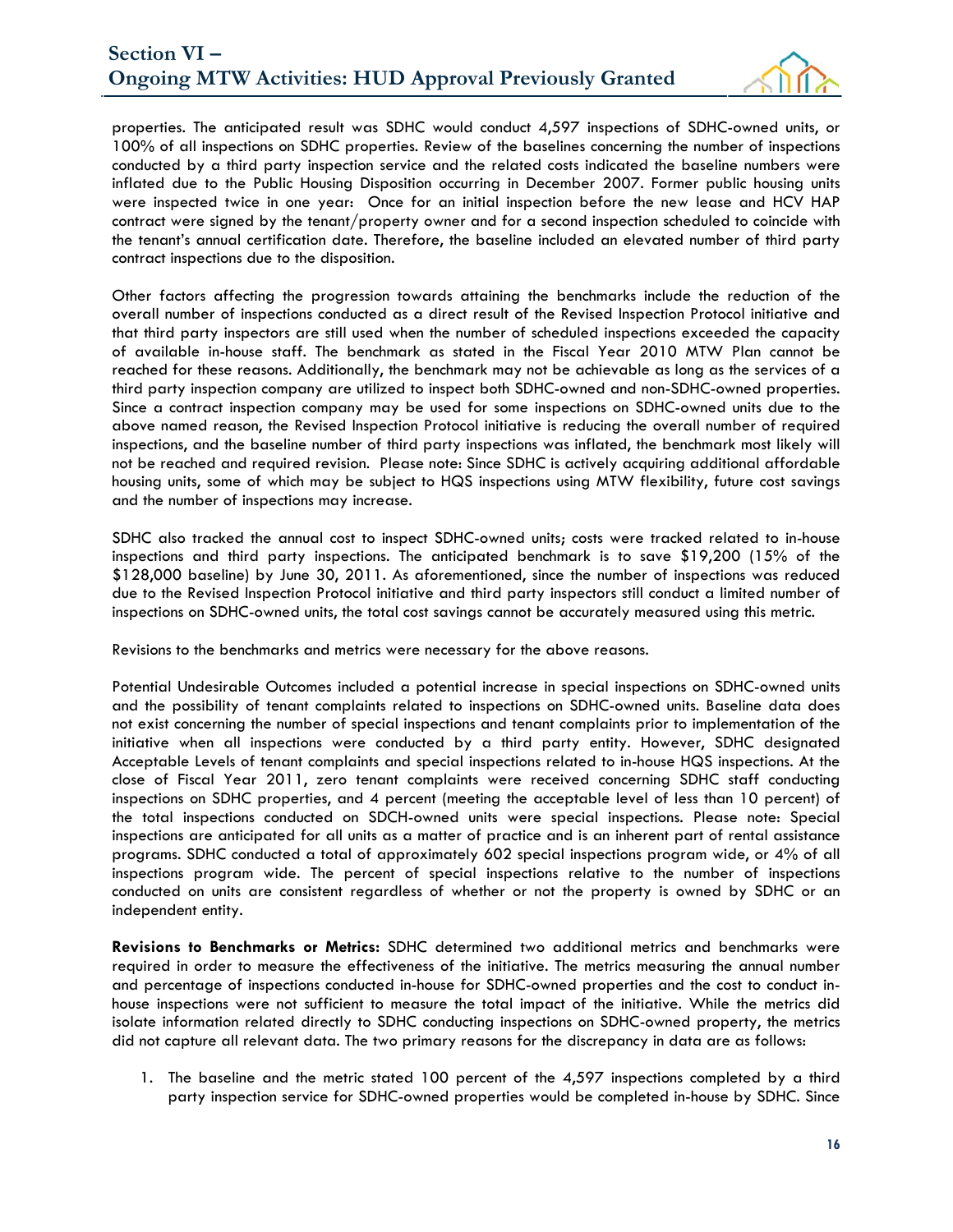properties. The anticipated result was SDHC would conduct 4,597 inspections of SDHC-owned units, or 100% of all inspections on SDHC properties. Review of the baselines concerning the number of inspections conducted by a third party inspection service and the related costs indicated the baseline numbers were inflated due to the Public Housing Disposition occurring in December 2007. Former public housing units were inspected twice in one year: Once for an initial inspection before the new lease and HCV HAP contract were signed by the tenant/property owner and for a second inspection scheduled to coincide with the tenant's annual certification date. Therefore, the baseline included an elevated number of third party contract inspections due to the disposition.

Other factors affecting the progression towards attaining the benchmarks include the reduction of the overall number of inspections conducted as a direct result of the Revised Inspection Protocol initiative and that third party inspectors are still used when the number of scheduled inspections exceeded the capacity of available in-house staff. The benchmark as stated in the Fiscal Year 2010 MTW Plan cannot be reached for these reasons. Additionally, the benchmark may not be achievable as long as the services of a third party inspection company are utilized to inspect both SDHC-owned and non-SDHC-owned properties. Since a contract inspection company may be used for some inspections on SDHC-owned units due to the above named reason, the Revised Inspection Protocol initiative is reducing the overall number of required inspections, and the baseline number of third party inspections was inflated, the benchmark most likely will not be reached and required revision. Please note: Since SDHC is actively acquiring additional affordable housing units, some of which may be subject to HQS inspections using MTW flexibility, future cost savings and the number of inspections may increase.

SDHC also tracked the annual cost to inspect SDHC-owned units; costs were tracked related to in-house inspections and third party inspections. The anticipated benchmark is to save $19,200 (15% of the $128,000 baseline) by June 30, 2011. As aforementioned, since the number of inspections was reduced due to the Revised Inspection Protocol initiative and third party inspectors still conduct a limited number of inspections on SDHC-owned units, the total cost savings cannot be accurately measured using this metric.

Revisions to the benchmarks and metrics were necessary for the above reasons.

Potential Undesirable Outcomes included a potential increase in special inspections on SDHC-owned units and the possibility of tenant complaints related to inspections on SDHC-owned units. Baseline data does not exist concerning the number of special inspections and tenant complaints prior to implementation of the initiative when all inspections were conducted by a third party entity. However, SDHC designated Acceptable Levels of tenant complaints and special inspections related to in-house HQS inspections. At the close of Fiscal Year 2011, zero tenant complaints were received concerning SDHC staff conducting inspections on SDHC properties, and 4 percent (meeting the acceptable level of less than 10 percent) of the total inspections conducted on SDCH-owned units were special inspections. Please note: Special inspections are anticipated for all units as a matter of practice and is an inherent part of rental assistance programs. SDHC conducted a total of approximately 602 special inspections program wide, or 4% of all inspections program wide. The percent of special inspections relative to the number of inspections conducted on units are consistent regardless of whether or not the property is owned by SDHC or an independent entity.

**Revisions to Benchmarks or Metrics:** SDHC determined two additional metrics and benchmarks were required in order to measure the effectiveness of the initiative. The metrics measuring the annual number and percentage of inspections conducted in-house for SDHC-owned properties and the cost to conduct in-house inspections were not sufficient to measure the total impact of the initiative. While the metrics did isolate information related directly to SDHC conducting inspections on SDHC-owned property, the metrics did not capture all relevant data. The two primary reasons for the discrepancy in data are as follows:

1. The baseline and the metric stated 100 percent of the 4,597 inspections completed by a third party inspection service for SDHC-owned properties would be completed in-house by SDHC. Since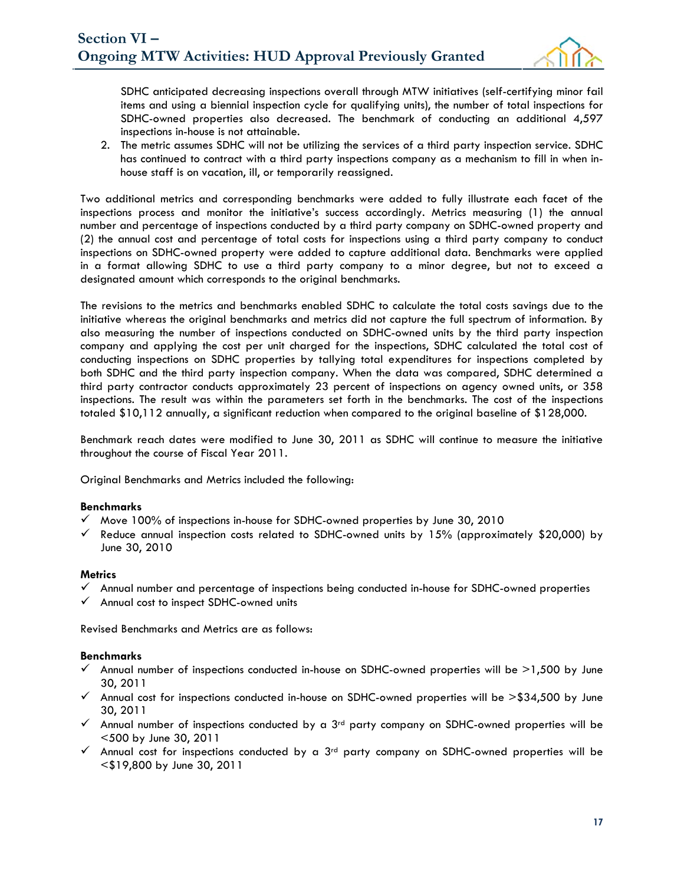SDHC anticipated decreasing inspections overall through MTW initiatives (self-certifying minor fail items and using a biennial inspection cycle for qualifying units), the number of total inspections for SDHC-owned properties also decreased. The benchmark of conducting an additional 4,597 inspections in-house is not attainable.

2. The metric assumes SDHC will not be utilizing the services of a third party inspection service. SDHC has continued to contract with a third party inspections company as a mechanism to fill in when in-house staff is on vacation, ill, or temporarily reassigned.

Two additional metrics and corresponding benchmarks were added to fully illustrate each facet of the inspections process and monitor the initiative's success accordingly. Metrics measuring (1) the annual number and percentage of inspections conducted by a third party company on SDHC-owned property and (2) the annual cost and percentage of total costs for inspections using a third party company to conduct inspections on SDHC-owned property were added to capture additional data. Benchmarks were applied in a format allowing SDHC to use a third party company to a minor degree, but not to exceed a designated amount which corresponds to the original benchmarks.

The revisions to the metrics and benchmarks enabled SDHC to calculate the total costs savings due to the initiative whereas the original benchmarks and metrics did not capture the full spectrum of information. By also measuring the number of inspections conducted on SDHC-owned units by the third party inspection company and applying the cost per unit charged for the inspections, SDHC calculated the total cost of conducting inspections on SDHC properties by tallying total expenditures for inspections completed by both SDHC and the third party inspection company. When the data was compared, SDHC determined a third party contractor conducts approximately 23 percent of inspections on agency owned units, or 358 inspections. The result was within the parameters set forth in the benchmarks. The cost of the inspections totaled $10,112 annually, a significant reduction when compared to the original baseline of $128,000.

Benchmark reach dates were modified to June 30, 2011 as SDHC will continue to measure the initiative throughout the course of Fiscal Year 2011.

Original Benchmarks and Metrics included the following:

**Benchmarks**

- ✓ Move 100% of inspections in-house for SDHC-owned properties by June 30, 2010
- ✓ Reduce annual inspection costs related to SDHC-owned units by 15% (approximately $20,000) by June 30, 2010

**Metrics**

- ✓ Annual number and percentage of inspections being conducted in-house for SDHC-owned properties
- ✓ Annual cost to inspect SDHC-owned units

Revised Benchmarks and Metrics are as follows:

**Benchmarks**

- ✓ Annual number of inspections conducted in-house on SDHC-owned properties will be >1,500 by June 30, 2011
- ✓ Annual cost for inspections conducted in-house on SDHC-owned properties will be >$34,500 by June 30, 2011
- ✓ Annual number of inspections conducted by a 3rd party company on SDHC-owned properties will be <500 by June 30, 2011
- ✓ Annual cost for inspections conducted by a 3rd party company on SDHC-owned properties will be <$19,800 by June 30, 2011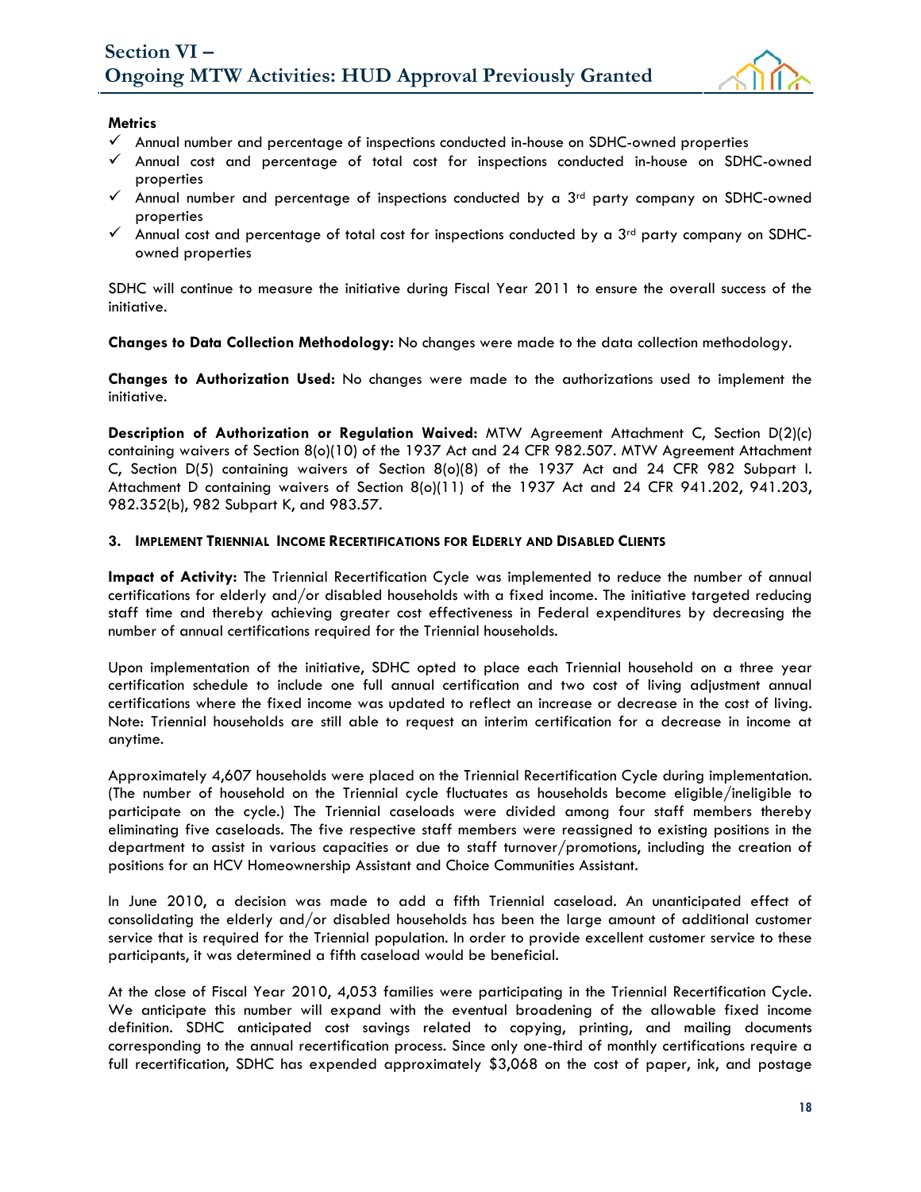**Metrics**

- ✓ Annual number and percentage of inspections conducted in-house on SDHC-owned properties
- ✓ Annual cost and percentage of total cost for inspections conducted in-house on SDHC-owned properties
- ✓ Annual number and percentage of inspections conducted by a 3rd party company on SDHC-owned properties
- ✓ Annual cost and percentage of total cost for inspections conducted by a 3rd party company on SDHC-owned properties

SDHC will continue to measure the initiative during Fiscal Year 2011 to ensure the overall success of the initiative.

**Changes to Data Collection Methodology:** No changes were made to the data collection methodology.

**Changes to Authorization Used:** No changes were made to the authorizations used to implement the initiative.

**Description of Authorization or Regulation Waived:** MTW Agreement Attachment C, Section D(2)(c) containing waivers of Section 8(o)(10) of the 1937 Act and 24 CFR 982.507. MTW Agreement Attachment C, Section D(5) containing waivers of Section 8(o)(8) of the 1937 Act and 24 CFR 982 Subpart I. Attachment D containing waivers of Section 8(o)(11) of the 1937 Act and 24 CFR 941.202, 941.203, 982.352(b), 982 Subpart K, and 983.57.

### 3. Implement Triennial Income Recertifications for Elderly and Disabled Clients

**Impact of Activity:** The Triennial Recertification Cycle was implemented to reduce the number of annual certifications for elderly and/or disabled households with a fixed income. The initiative targeted reducing staff time and thereby achieving greater cost effectiveness in Federal expenditures by decreasing the number of annual certifications required for the Triennial households.

Upon implementation of the initiative, SDHC opted to place each Triennial household on a three year certification schedule to include one full annual certification and two cost of living adjustment annual certifications where the fixed income was updated to reflect an increase or decrease in the cost of living. Note: Triennial households are still able to request an interim certification for a decrease in income at anytime.

Approximately 4,607 households were placed on the Triennial Recertification Cycle during implementation. (The number of household on the Triennial cycle fluctuates as households become eligible/ineligible to participate on the cycle.) The Triennial caseloads were divided among four staff members thereby eliminating five caseloads. The five respective staff members were reassigned to existing positions in the department to assist in various capacities or due to staff turnover/promotions, including the creation of positions for an HCV Homeownership Assistant and Choice Communities Assistant.

In June 2010, a decision was made to add a fifth Triennial caseload. An unanticipated effect of consolidating the elderly and/or disabled households has been the large amount of additional customer service that is required for the Triennial population. In order to provide excellent customer service to these participants, it was determined a fifth caseload would be beneficial.

At the close of Fiscal Year 2010, 4,053 families were participating in the Triennial Recertification Cycle. We anticipate this number will expand with the eventual broadening of the allowable fixed income definition. SDHC anticipated cost savings related to copying, printing, and mailing documents corresponding to the annual recertification process. Since only one-third of monthly certifications require a full recertification, SDHC has expended approximately $3,068 on the cost of paper, ink, and postage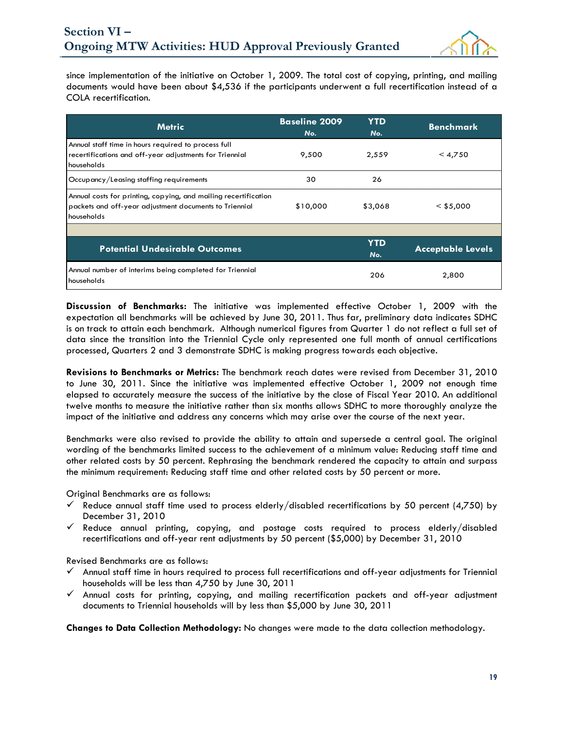since implementation of the initiative on October 1, 2009. The total cost of copying, printing, and mailing documents would have been about $4,536 if the participants underwent a full recertification instead of a COLA recertification.

| Metric | Baseline 2009 No. | YTD No. | Benchmark |
|---|---|---|---|
| Annual staff time in hours required to process full recertifications and off-year adjustments for Triennial households | 9,500 | 2,559 | < 4,750 |
| Occupancy/Leasing staffing requirements | 30 | 26 | |
| Annual costs for printing, copying, and mailing recertification packets and off-year adjustment documents to Triennial households | $10,000 | $3,068 | < $5,000 |
| | | | |
| **Potential Undesirable Outcomes** | | **YTD No.** | **Acceptable Levels** |
| Annual number of interims being completed for Triennial households | | 206 | 2,800 |

**Discussion of Benchmarks:** The initiative was implemented effective October 1, 2009 with the expectation all benchmarks will be achieved by June 30, 2011. Thus far, preliminary data indicates SDHC is on track to attain each benchmark. Although numerical figures from Quarter 1 do not reflect a full set of data since the transition into the Triennial Cycle only represented one full month of annual certifications processed, Quarters 2 and 3 demonstrate SDHC is making progress towards each objective.

**Revisions to Benchmarks or Metrics:** The benchmark reach dates were revised from December 31, 2010 to June 30, 2011. Since the initiative was implemented effective October 1, 2009 not enough time elapsed to accurately measure the success of the initiative by the close of Fiscal Year 2010. An additional twelve months to measure the initiative rather than six months allows SDHC to more thoroughly analyze the impact of the initiative and address any concerns which may arise over the course of the next year.

Benchmarks were also revised to provide the ability to attain and supersede a central goal. The original wording of the benchmarks limited success to the achievement of a minimum value: Reducing staff time and other related costs by 50 percent. Rephrasing the benchmark rendered the capacity to attain and surpass the minimum requirement: Reducing staff time and other related costs by 50 percent or more.

Original Benchmarks are as follows:

- ✓ Reduce annual staff time used to process elderly/disabled recertifications by 50 percent (4,750) by December 31, 2010
- ✓ Reduce annual printing, copying, and postage costs required to process elderly/disabled recertifications and off-year rent adjustments by 50 percent ($5,000) by December 31, 2010

Revised Benchmarks are as follows:

- ✓ Annual staff time in hours required to process full recertifications and off-year adjustments for Triennial households will be less than 4,750 by June 30, 2011
- ✓ Annual costs for printing, copying, and mailing recertification packets and off-year adjustment documents to Triennial households will by less than $5,000 by June 30, 2011

**Changes to Data Collection Methodology:** No changes were made to the data collection methodology.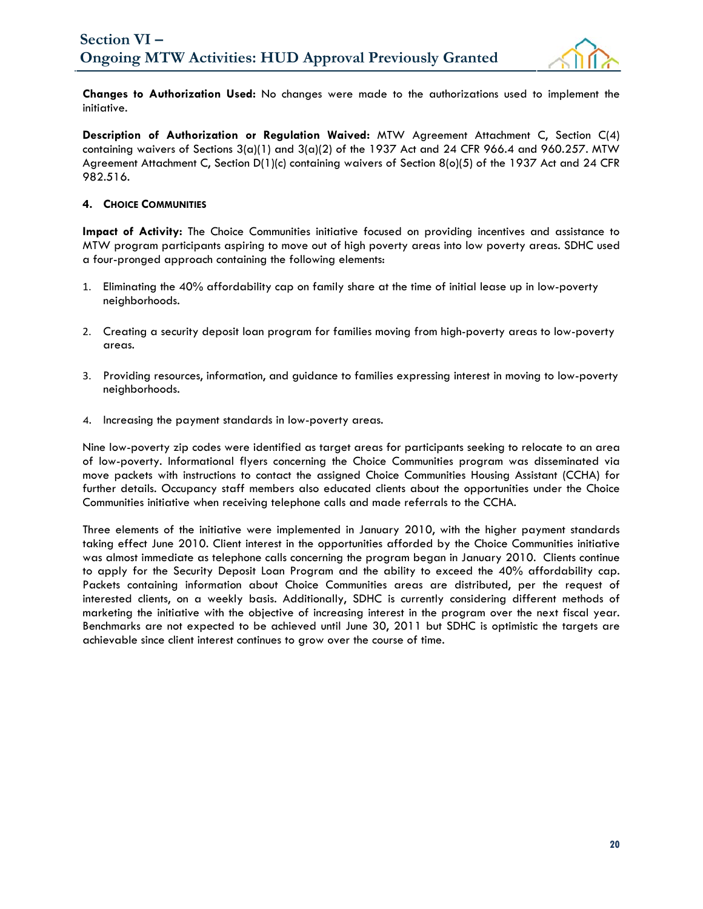**Changes to Authorization Used:** No changes were made to the authorizations used to implement the initiative.

**Description of Authorization or Regulation Waived:** MTW Agreement Attachment C, Section C(4) containing waivers of Sections 3(a)(1) and 3(a)(2) of the 1937 Act and 24 CFR 966.4 and 960.257. MTW Agreement Attachment C, Section D(1)(c) containing waivers of Section 8(o)(5) of the 1937 Act and 24 CFR 982.516.

#### 4. Choice Communities

**Impact of Activity:** The Choice Communities initiative focused on providing incentives and assistance to MTW program participants aspiring to move out of high poverty areas into low poverty areas. SDHC used a four-pronged approach containing the following elements:

1. Eliminating the 40% affordability cap on family share at the time of initial lease up in low-poverty neighborhoods.
2. Creating a security deposit loan program for families moving from high-poverty areas to low-poverty areas.
3. Providing resources, information, and guidance to families expressing interest in moving to low-poverty neighborhoods.
4. Increasing the payment standards in low-poverty areas.

Nine low-poverty zip codes were identified as target areas for participants seeking to relocate to an area of low-poverty. Informational flyers concerning the Choice Communities program was disseminated via move packets with instructions to contact the assigned Choice Communities Housing Assistant (CCHA) for further details. Occupancy staff members also educated clients about the opportunities under the Choice Communities initiative when receiving telephone calls and made referrals to the CCHA.

Three elements of the initiative were implemented in January 2010, with the higher payment standards taking effect June 2010. Client interest in the opportunities afforded by the Choice Communities initiative was almost immediate as telephone calls concerning the program began in January 2010. Clients continue to apply for the Security Deposit Loan Program and the ability to exceed the 40% affordability cap. Packets containing information about Choice Communities areas are distributed, per the request of interested clients, on a weekly basis. Additionally, SDHC is currently considering different methods of marketing the initiative with the objective of increasing interest in the program over the next fiscal year. Benchmarks are not expected to be achieved until June 30, 2011 but SDHC is optimistic the targets are achievable since client interest continues to grow over the course of time.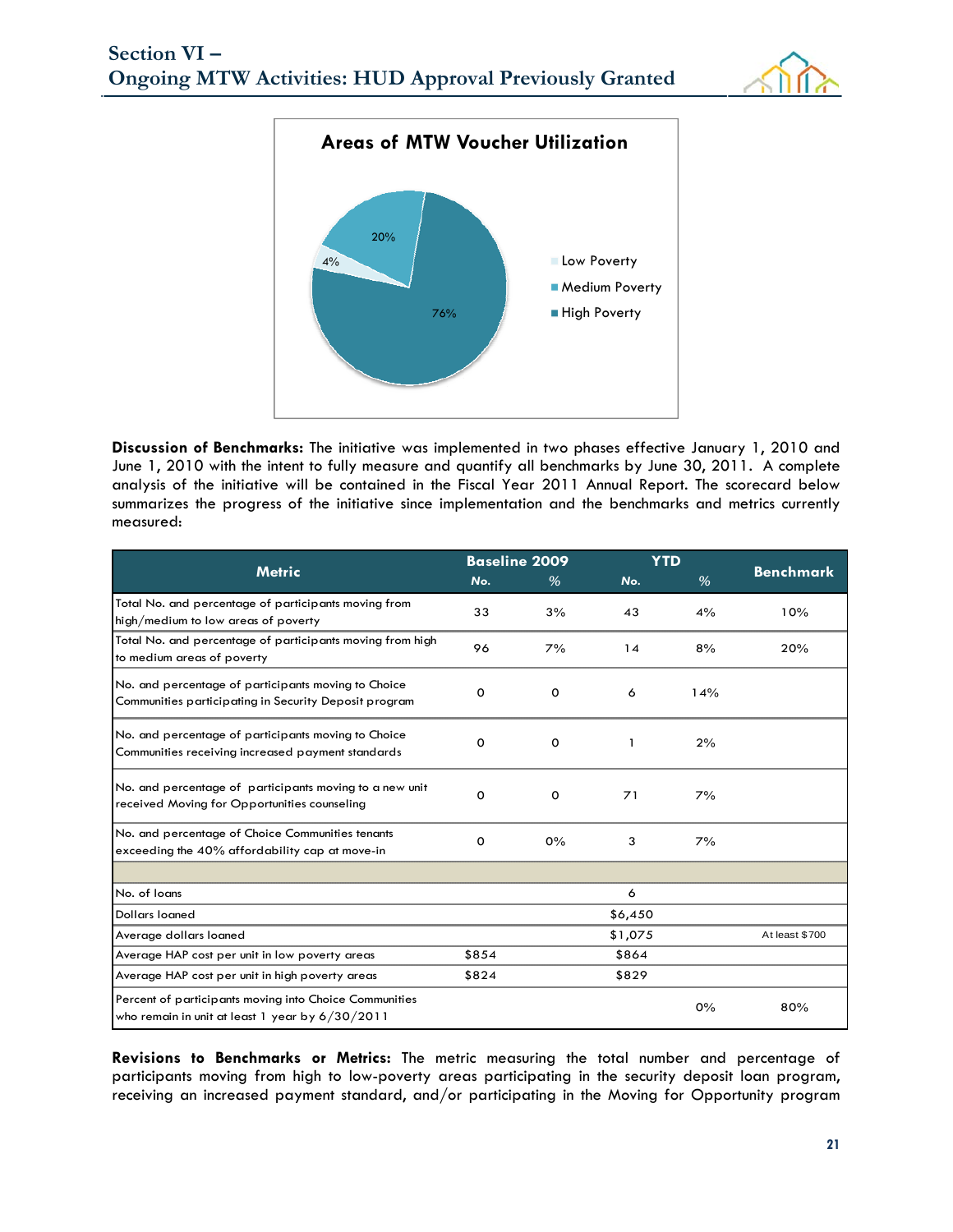**Areas of MTW Voucher Utilization**

- Low Poverty: 4%
- Medium Poverty: 20%
- High Poverty: 76%

**Discussion of Benchmarks:** The initiative was implemented in two phases effective January 1, 2010 and June 1, 2010 with the intent to fully measure and quantify all benchmarks by June 30, 2011. A complete analysis of the initiative will be contained in the Fiscal Year 2011 Annual Report. The scorecard below summarizes the progress of the initiative since implementation and the benchmarks and metrics currently measured:

| Metric | Baseline 2009 | | YTD | | Benchmark |
|---|---|---|---|---|---|
| | No. | % | No. | % | |
| Total No. and percentage of participants moving from high/medium to low areas of poverty | 33 | 3% | 43 | 4% | 10% |
| Total No. and percentage of participants moving from high to medium areas of poverty | 96 | 7% | 14 | 8% | 20% |
| No. and percentage of participants moving to Choice Communities participating in Security Deposit program | 0 | 0 | 6 | 14% | |
| No. and percentage of participants moving to Choice Communities receiving increased payment standards | 0 | 0 | 1 | 2% | |
| No. and percentage of participants moving to a new unit received Moving for Opportunities counseling | 0 | 0 | 71 | 7% | |
| No. and percentage of Choice Communities tenants exceeding the 40% affordability cap at move-in | 0 | 0% | 3 | 7% | |
| | | | | | |
| No. of loans | | | 6 | | |
| Dollars loaned | | | $6,450 | | |
| Average dollars loaned | | | $1,075 | | At least $700 |
| Average HAP cost per unit in low poverty areas | $854 | | $864 | | |
| Average HAP cost per unit in high poverty areas | $824 | | $829 | | |
| Percent of participants moving into Choice Communities who remain in unit at least 1 year by 6/30/2011 | | | | 0% | 80% |

**Revisions to Benchmarks or Metrics:** The metric measuring the total number and percentage of participants moving from high to low-poverty areas participating in the security deposit loan program, receiving an increased payment standard, and/or participating in the Moving for Opportunity program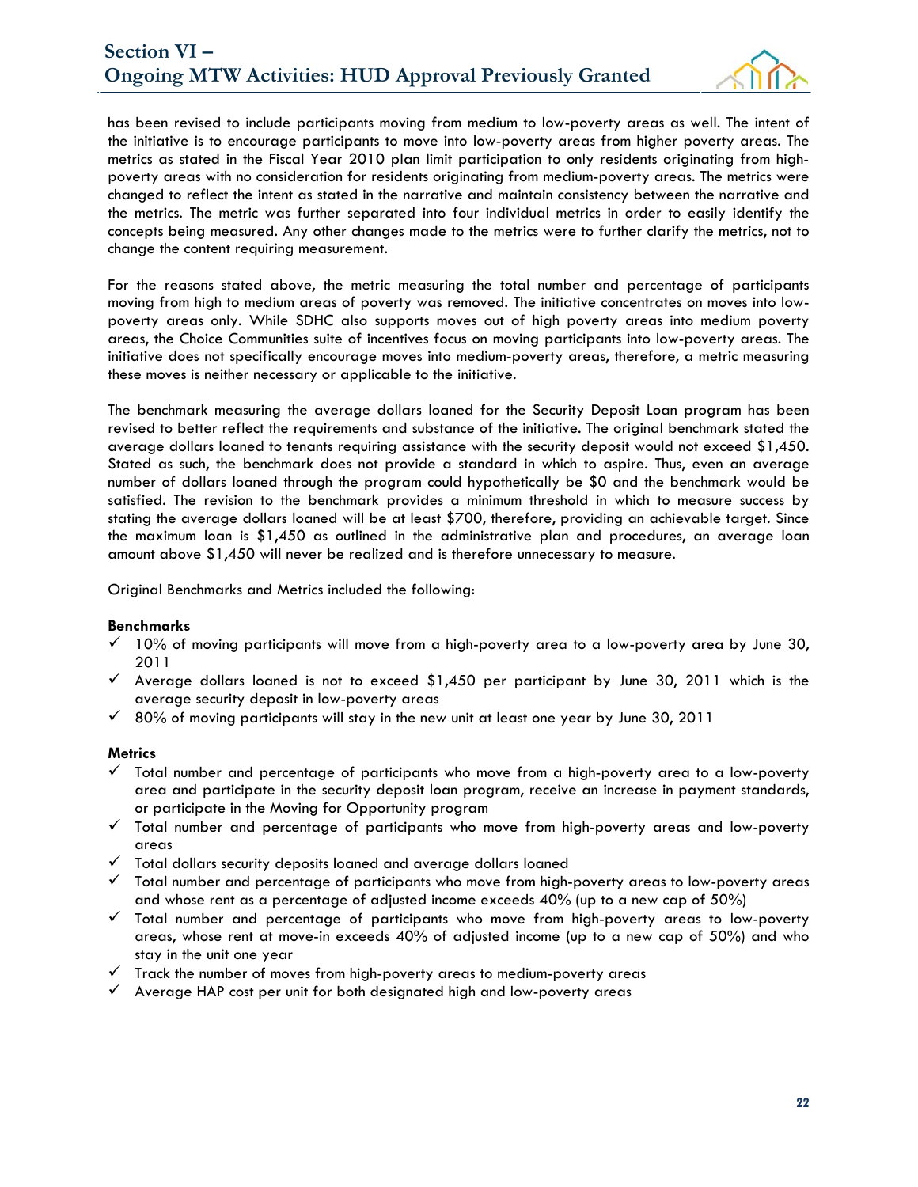has been revised to include participants moving from medium to low-poverty areas as well. The intent of the initiative is to encourage participants to move into low-poverty areas from higher poverty areas. The metrics as stated in the Fiscal Year 2010 plan limit participation to only residents originating from high-poverty areas with no consideration for residents originating from medium-poverty areas. The metrics were changed to reflect the intent as stated in the narrative and maintain consistency between the narrative and the metrics. The metric was further separated into four individual metrics in order to easily identify the concepts being measured. Any other changes made to the metrics were to further clarify the metrics, not to change the content requiring measurement.

For the reasons stated above, the metric measuring the total number and percentage of participants moving from high to medium areas of poverty was removed. The initiative concentrates on moves into low-poverty areas only. While SDHC also supports moves out of high poverty areas into medium poverty areas, the Choice Communities suite of incentives focus on moving participants into low-poverty areas. The initiative does not specifically encourage moves into medium-poverty areas, therefore, a metric measuring these moves is neither necessary or applicable to the initiative.

The benchmark measuring the average dollars loaned for the Security Deposit Loan program has been revised to better reflect the requirements and substance of the initiative. The original benchmark stated the average dollars loaned to tenants requiring assistance with the security deposit would not exceed $1,450. Stated as such, the benchmark does not provide a standard in which to aspire. Thus, even an average number of dollars loaned through the program could hypothetically be $0 and the benchmark would be satisfied. The revision to the benchmark provides a minimum threshold in which to measure success by stating the average dollars loaned will be at least $700, therefore, providing an achievable target. Since the maximum loan is $1,450 as outlined in the administrative plan and procedures, an average loan amount above $1,450 will never be realized and is therefore unnecessary to measure.

Original Benchmarks and Metrics included the following:

**Benchmarks**

- ✓ 10% of moving participants will move from a high-poverty area to a low-poverty area by June 30, 2011
- ✓ Average dollars loaned is not to exceed $1,450 per participant by June 30, 2011 which is the average security deposit in low-poverty areas
- ✓ 80% of moving participants will stay in the new unit at least one year by June 30, 2011

**Metrics**

- ✓ Total number and percentage of participants who move from a high-poverty area to a low-poverty area and participate in the security deposit loan program, receive an increase in payment standards, or participate in the Moving for Opportunity program
- ✓ Total number and percentage of participants who move from high-poverty areas and low-poverty areas
- ✓ Total dollars security deposits loaned and average dollars loaned
- ✓ Total number and percentage of participants who move from high-poverty areas to low-poverty areas and whose rent as a percentage of adjusted income exceeds 40% (up to a new cap of 50%)
- ✓ Total number and percentage of participants who move from high-poverty areas to low-poverty areas, whose rent at move-in exceeds 40% of adjusted income (up to a new cap of 50%) and who stay in the unit one year
- ✓ Track the number of moves from high-poverty areas to medium-poverty areas
- ✓ Average HAP cost per unit for both designated high and low-poverty areas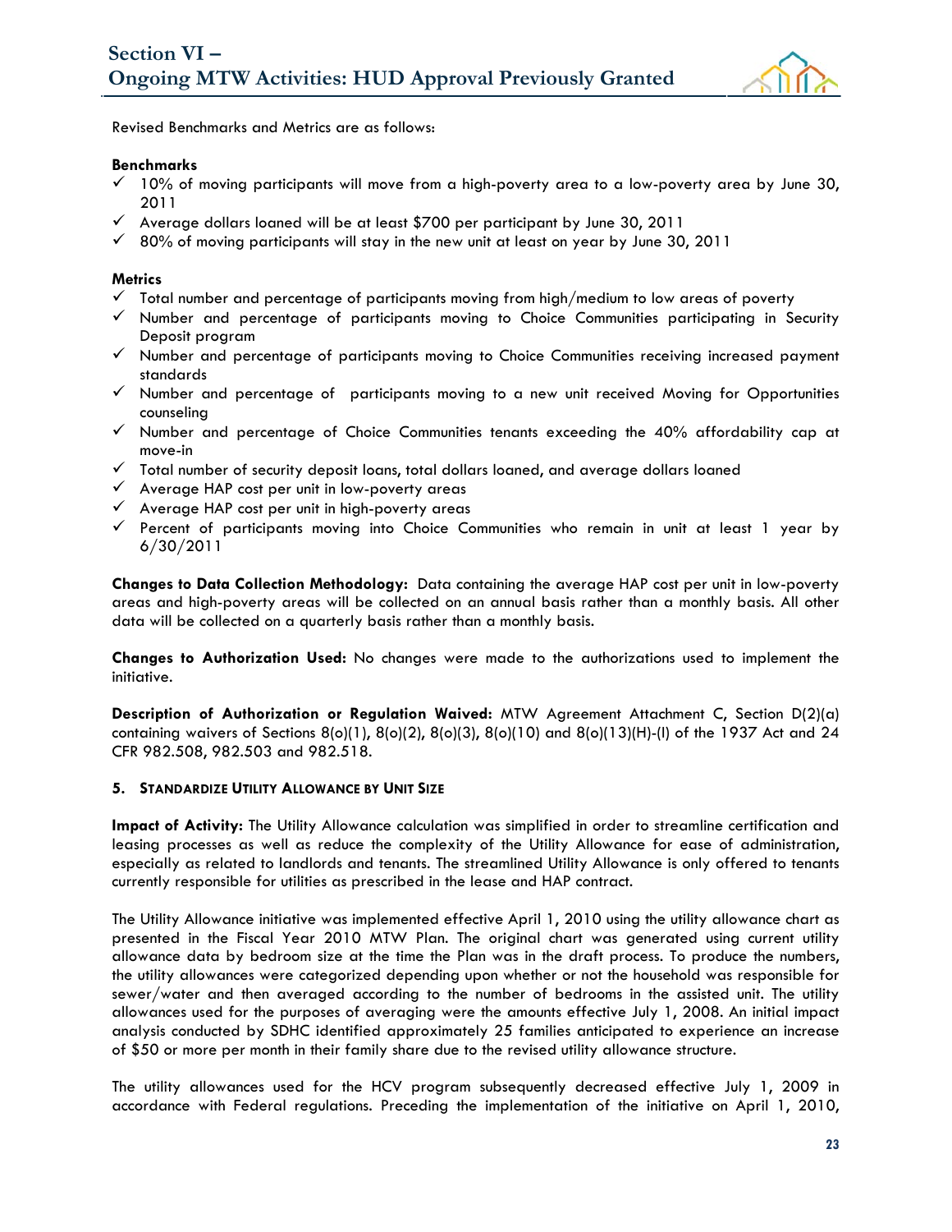Revised Benchmarks and Metrics are as follows:

**Benchmarks**

- ✓ 10% of moving participants will move from a high-poverty area to a low-poverty area by June 30, 2011
- ✓ Average dollars loaned will be at least $700 per participant by June 30, 2011
- ✓ 80% of moving participants will stay in the new unit at least on year by June 30, 2011

**Metrics**

- ✓ Total number and percentage of participants moving from high/medium to low areas of poverty
- ✓ Number and percentage of participants moving to Choice Communities participating in Security Deposit program
- ✓ Number and percentage of participants moving to Choice Communities receiving increased payment standards
- ✓ Number and percentage of participants moving to a new unit received Moving for Opportunities counseling
- ✓ Number and percentage of Choice Communities tenants exceeding the 40% affordability cap at move-in
- ✓ Total number of security deposit loans, total dollars loaned, and average dollars loaned
- ✓ Average HAP cost per unit in low-poverty areas
- ✓ Average HAP cost per unit in high-poverty areas
- ✓ Percent of participants moving into Choice Communities who remain in unit at least 1 year by 6/30/2011

**Changes to Data Collection Methodology:** Data containing the average HAP cost per unit in low-poverty areas and high-poverty areas will be collected on an annual basis rather than a monthly basis. All other data will be collected on a quarterly basis rather than a monthly basis.

**Changes to Authorization Used:** No changes were made to the authorizations used to implement the initiative.

**Description of Authorization or Regulation Waived:** MTW Agreement Attachment C, Section D(2)(a) containing waivers of Sections 8(o)(1), 8(o)(2), 8(o)(3), 8(o)(10) and 8(o)(13)(H)-(I) of the 1937 Act and 24 CFR 982.508, 982.503 and 982.518.

### 5. STANDARDIZE UTILITY ALLOWANCE BY UNIT SIZE

**Impact of Activity:** The Utility Allowance calculation was simplified in order to streamline certification and leasing processes as well as reduce the complexity of the Utility Allowance for ease of administration, especially as related to landlords and tenants. The streamlined Utility Allowance is only offered to tenants currently responsible for utilities as prescribed in the lease and HAP contract.

The Utility Allowance initiative was implemented effective April 1, 2010 using the utility allowance chart as presented in the Fiscal Year 2010 MTW Plan. The original chart was generated using current utility allowance data by bedroom size at the time the Plan was in the draft process. To produce the numbers, the utility allowances were categorized depending upon whether or not the household was responsible for sewer/water and then averaged according to the number of bedrooms in the assisted unit. The utility allowances used for the purposes of averaging were the amounts effective July 1, 2008. An initial impact analysis conducted by SDHC identified approximately 25 families anticipated to experience an increase of $50 or more per month in their family share due to the revised utility allowance structure.

The utility allowances used for the HCV program subsequently decreased effective July 1, 2009 in accordance with Federal regulations. Preceding the implementation of the initiative on April 1, 2010,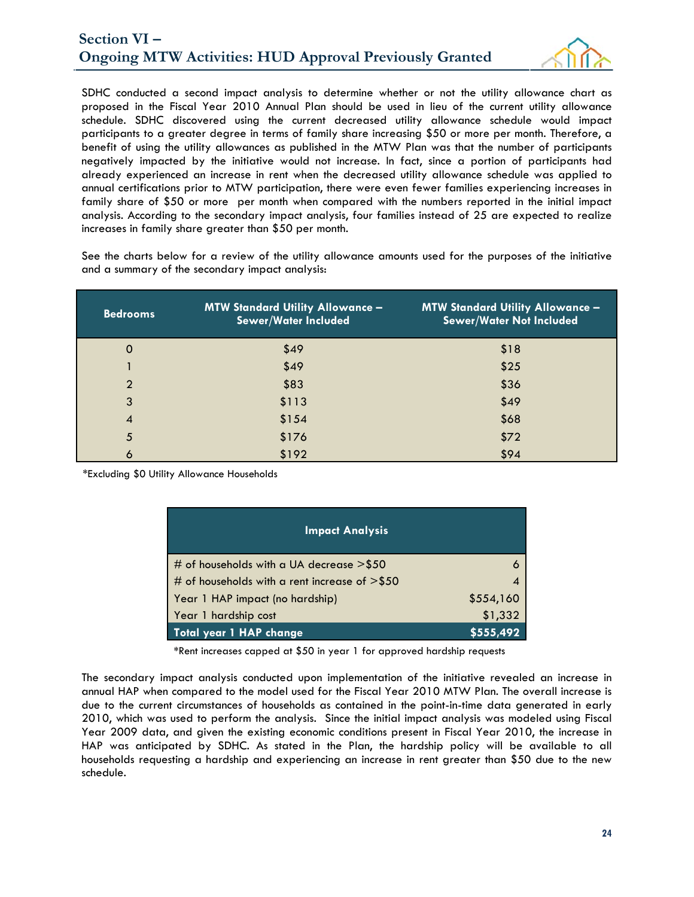SDHC conducted a second impact analysis to determine whether or not the utility allowance chart as proposed in the Fiscal Year 2010 Annual Plan should be used in lieu of the current utility allowance schedule. SDHC discovered using the current decreased utility allowance schedule would impact participants to a greater degree in terms of family share increasing $50 or more per month. Therefore, a benefit of using the utility allowances as published in the MTW Plan was that the number of participants negatively impacted by the initiative would not increase. In fact, since a portion of participants had already experienced an increase in rent when the decreased utility allowance schedule was applied to annual certifications prior to MTW participation, there were even fewer families experiencing increases in family share of $50 or more per month when compared with the numbers reported in the initial impact analysis. According to the secondary impact analysis, four families instead of 25 are expected to realize increases in family share greater than $50 per month.

See the charts below for a review of the utility allowance amounts used for the purposes of the initiative and a summary of the secondary impact analysis:

| Bedrooms | MTW Standard Utility Allowance – Sewer/Water Included | MTW Standard Utility Allowance – Sewer/Water Not Included |
|---|---|---|
| 0 | $49 | $18 |
| 1 | $49 | $25 |
| 2 | $83 | $36 |
| 3 | $113 | $49 |
| 4 | $154 | $68 |
| 5 | $176 | $72 |
| 6 | $192 | $94 |

*Excluding $0 Utility Allowance Households

| Impact Analysis | |
|---|---|
| # of households with a UA decrease >$50 | 6 |
| # of households with a rent increase of >$50 | 4 |
| Year 1 HAP impact (no hardship) | $554,160 |
| Year 1 hardship cost | $1,332 |
| **Total year 1 HAP change** | **$555,492** |

*Rent increases capped at $50 in year 1 for approved hardship requests

The secondary impact analysis conducted upon implementation of the initiative revealed an increase in annual HAP when compared to the model used for the Fiscal Year 2010 MTW Plan. The overall increase is due to the current circumstances of households as contained in the point-in-time data generated in early 2010, which was used to perform the analysis. Since the initial impact analysis was modeled using Fiscal Year 2009 data, and given the existing economic conditions present in Fiscal Year 2010, the increase in HAP was anticipated by SDHC. As stated in the Plan, the hardship policy will be available to all households requesting a hardship and experiencing an increase in rent greater than $50 due to the new schedule.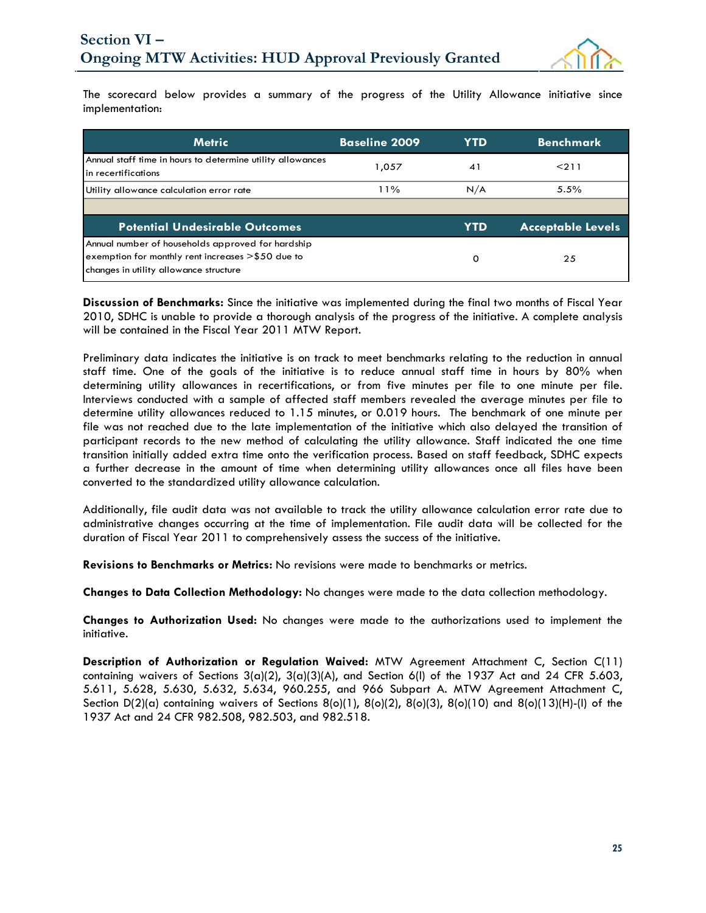# Section VI – Ongoing MTW Activities: HUD Approval Previously Granted

The scorecard below provides a summary of the progress of the Utility Allowance initiative since implementation:

| Metric | Baseline 2009 | YTD | Benchmark |
|---|---|---|---|
| Annual staff time in hours to determine utility allowances in recertifications | 1,057 | 41 | <211 |
| Utility allowance calculation error rate | 11% | N/A | 5.5% |
| | | | |
| **Potential Undesirable Outcomes** | | **YTD** | **Acceptable Levels** |
| Annual number of households approved for hardship exemption for monthly rent increases >$50 due to changes in utility allowance structure | | 0 | 25 |

**Discussion of Benchmarks:** Since the initiative was implemented during the final two months of Fiscal Year 2010, SDHC is unable to provide a thorough analysis of the progress of the initiative. A complete analysis will be contained in the Fiscal Year 2011 MTW Report.

Preliminary data indicates the initiative is on track to meet benchmarks relating to the reduction in annual staff time. One of the goals of the initiative is to reduce annual staff time in hours by 80% when determining utility allowances in recertifications, or from five minutes per file to one minute per file. Interviews conducted with a sample of affected staff members revealed the average minutes per file to determine utility allowances reduced to 1.15 minutes, or 0.019 hours. The benchmark of one minute per file was not reached due to the late implementation of the initiative which also delayed the transition of participant records to the new method of calculating the utility allowance. Staff indicated the one time transition initially added extra time onto the verification process. Based on staff feedback, SDHC expects a further decrease in the amount of time when determining utility allowances once all files have been converted to the standardized utility allowance calculation.

Additionally, file audit data was not available to track the utility allowance calculation error rate due to administrative changes occurring at the time of implementation. File audit data will be collected for the duration of Fiscal Year 2011 to comprehensively assess the success of the initiative.

**Revisions to Benchmarks or Metrics:** No revisions were made to benchmarks or metrics.

**Changes to Data Collection Methodology:** No changes were made to the data collection methodology.

**Changes to Authorization Used:** No changes were made to the authorizations used to implement the initiative.

**Description of Authorization or Regulation Waived:** MTW Agreement Attachment C, Section C(11) containing waivers of Sections 3(a)(2), 3(a)(3)(A), and Section 6(l) of the 1937 Act and 24 CFR 5.603, 5.611, 5.628, 5.630, 5.632, 5.634, 960.255, and 966 Subpart A. MTW Agreement Attachment C, Section D(2)(a) containing waivers of Sections 8(o)(1), 8(o)(2), 8(o)(3), 8(o)(10) and 8(o)(13)(H)-(I) of the 1937 Act and 24 CFR 982.508, 982.503, and 982.518.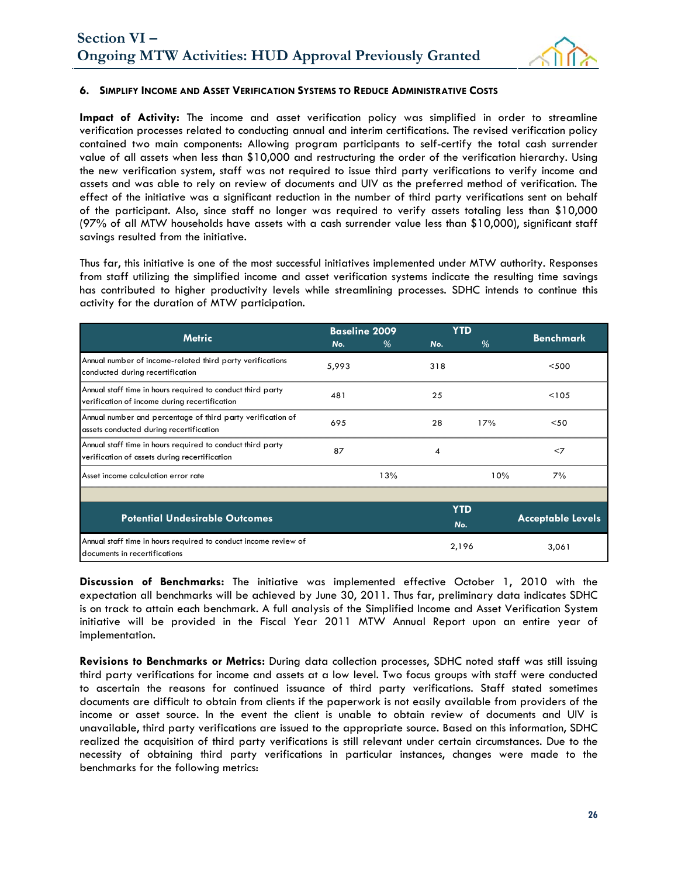# Section VI – Ongoing MTW Activities: HUD Approval Previously Granted

### 6. Simplify Income and Asset Verification Systems to Reduce Administrative Costs

**Impact of Activity:** The income and asset verification policy was simplified in order to streamline verification processes related to conducting annual and interim certifications. The revised verification policy contained two main components: Allowing program participants to self-certify the total cash surrender value of all assets when less than $10,000 and restructuring the order of the verification hierarchy. Using the new verification system, staff was not required to issue third party verifications to verify income and assets and was able to rely on review of documents and UIV as the preferred method of verification. The effect of the initiative was a significant reduction in the number of third party verifications sent on behalf of the participant. Also, since staff no longer was required to verify assets totaling less than $10,000 (97% of all MTW households have assets with a cash surrender value less than $10,000), significant staff savings resulted from the initiative.

Thus far, this initiative is one of the most successful initiatives implemented under MTW authority. Responses from staff utilizing the simplified income and asset verification systems indicate the resulting time savings has contributed to higher productivity levels while streamlining processes. SDHC intends to continue this activity for the duration of MTW participation.

| Metric | Baseline 2009 | | YTD | | Benchmark |
|---|---|---|---|---|---|
| | No. | % | No. | % | |
| Annual number of income-related third party verifications conducted during recertification | 5,993 | | 318 | | <500 |
| Annual staff time in hours required to conduct third party verification of income during recertification | 481 | | 25 | | <105 |
| Annual number and percentage of third party verification of assets conducted during recertification | 695 | | 28 | 17% | <50 |
| Annual staff time in hours required to conduct third party verification of assets during recertification | 87 | | 4 | | <7 |
| Asset income calculation error rate | | 13% | | 10% | 7% |

| Potential Undesirable Outcomes | YTD No. | Acceptable Levels |
|---|---|---|
| Annual staff time in hours required to conduct income review of documents in recertifications | 2,196 | 3,061 |

**Discussion of Benchmarks:** The initiative was implemented effective October 1, 2010 with the expectation all benchmarks will be achieved by June 30, 2011. Thus far, preliminary data indicates SDHC is on track to attain each benchmark. A full analysis of the Simplified Income and Asset Verification System initiative will be provided in the Fiscal Year 2011 MTW Annual Report upon an entire year of implementation.

**Revisions to Benchmarks or Metrics:** During data collection processes, SDHC noted staff was still issuing third party verifications for income and assets at a low level. Two focus groups with staff were conducted to ascertain the reasons for continued issuance of third party verifications. Staff stated sometimes documents are difficult to obtain from clients if the paperwork is not easily available from providers of the income or asset source. In the event the client is unable to obtain review of documents and UIV is unavailable, third party verifications are issued to the appropriate source. Based on this information, SDHC realized the acquisition of third party verifications is still relevant under certain circumstances. Due to the necessity of obtaining third party verifications in particular instances, changes were made to the benchmarks for the following metrics: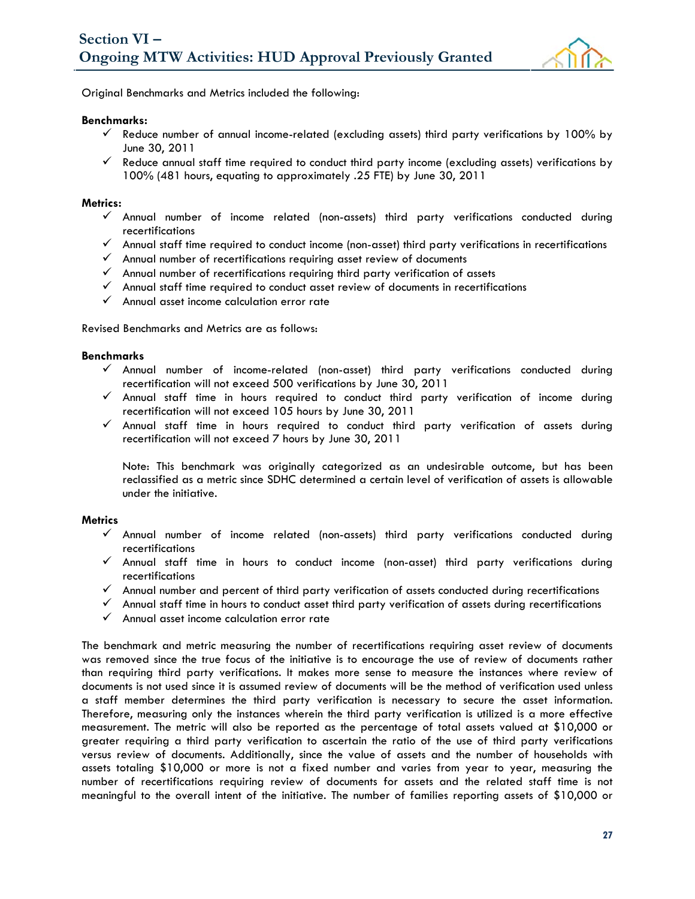Original Benchmarks and Metrics included the following:

**Benchmarks:**

- ✓ Reduce number of annual income-related (excluding assets) third party verifications by 100% by June 30, 2011
- ✓ Reduce annual staff time required to conduct third party income (excluding assets) verifications by 100% (481 hours, equating to approximately .25 FTE) by June 30, 2011

**Metrics:**

- ✓ Annual number of income related (non-assets) third party verifications conducted during recertifications
- ✓ Annual staff time required to conduct income (non-asset) third party verifications in recertifications
- ✓ Annual number of recertifications requiring asset review of documents
- ✓ Annual number of recertifications requiring third party verification of assets
- ✓ Annual staff time required to conduct asset review of documents in recertifications
- ✓ Annual asset income calculation error rate

Revised Benchmarks and Metrics are as follows:

**Benchmarks**

- ✓ Annual number of income-related (non-asset) third party verifications conducted during recertification will not exceed 500 verifications by June 30, 2011
- ✓ Annual staff time in hours required to conduct third party verification of income during recertification will not exceed 105 hours by June 30, 2011
- ✓ Annual staff time in hours required to conduct third party verification of assets during recertification will not exceed 7 hours by June 30, 2011

  Note: This benchmark was originally categorized as an undesirable outcome, but has been reclassified as a metric since SDHC determined a certain level of verification of assets is allowable under the initiative.

**Metrics**

- ✓ Annual number of income related (non-assets) third party verifications conducted during recertifications
- ✓ Annual staff time in hours to conduct income (non-asset) third party verifications during recertifications
- ✓ Annual number and percent of third party verification of assets conducted during recertifications
- ✓ Annual staff time in hours to conduct asset third party verification of assets during recertifications
- ✓ Annual asset income calculation error rate

The benchmark and metric measuring the number of recertifications requiring asset review of documents was removed since the true focus of the initiative is to encourage the use of review of documents rather than requiring third party verifications. It makes more sense to measure the instances where review of documents is not used since it is assumed review of documents will be the method of verification used unless a staff member determines the third party verification is necessary to secure the asset information. Therefore, measuring only the instances wherein the third party verification is utilized is a more effective measurement. The metric will also be reported as the percentage of total assets valued at $10,000 or greater requiring a third party verification to ascertain the ratio of the use of third party verifications versus review of documents. Additionally, since the value of assets and the number of households with assets totaling $10,000 or more is not a fixed number and varies from year to year, measuring the number of recertifications requiring review of documents for assets and the related staff time is not meaningful to the overall intent of the initiative. The number of families reporting assets of $10,000 or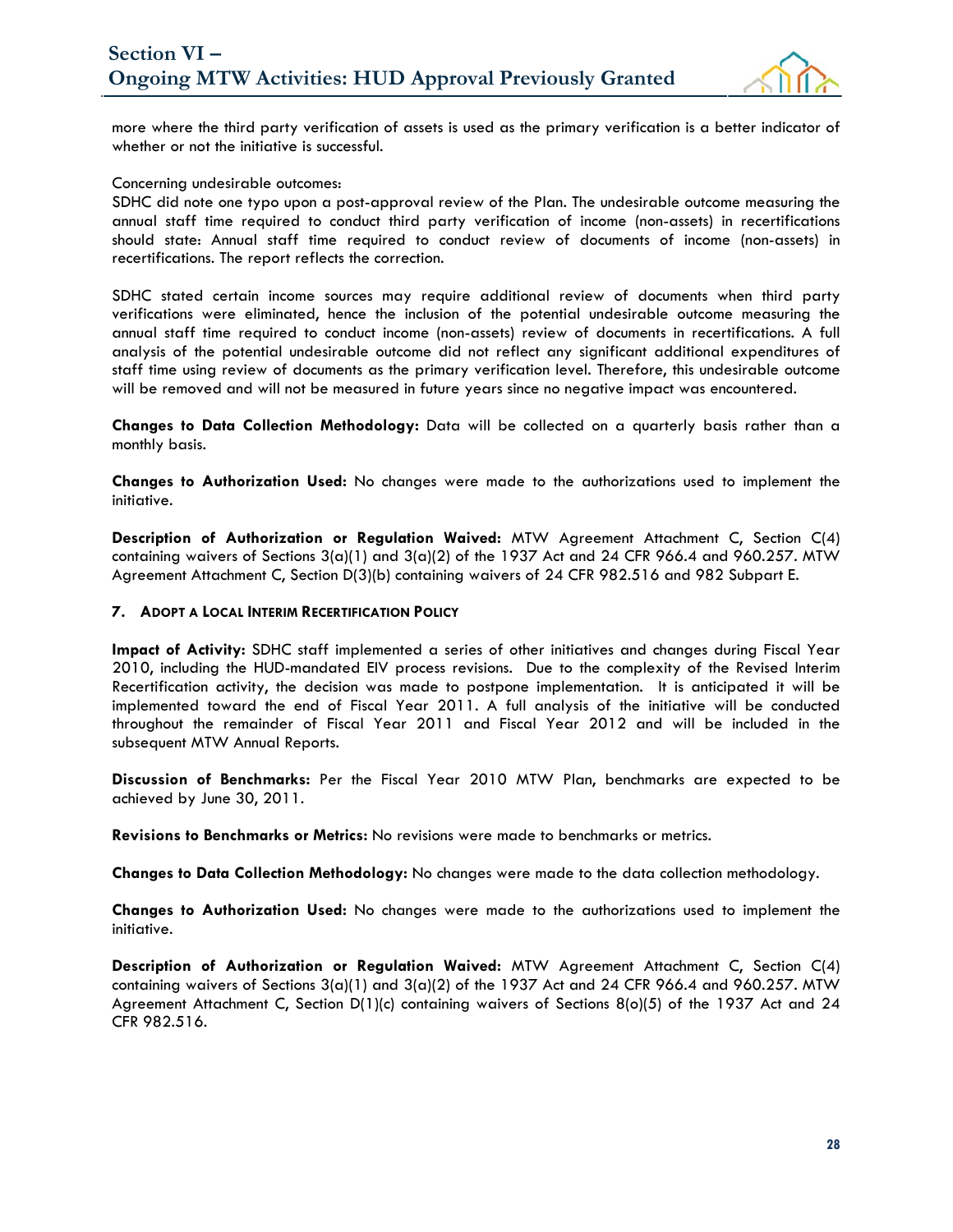more where the third party verification of assets is used as the primary verification is a better indicator of whether or not the initiative is successful.

Concerning undesirable outcomes:
SDHC did note one typo upon a post-approval review of the Plan. The undesirable outcome measuring the annual staff time required to conduct third party verification of income (non-assets) in recertifications should state: Annual staff time required to conduct review of documents of income (non-assets) in recertifications. The report reflects the correction.

SDHC stated certain income sources may require additional review of documents when third party verifications were eliminated, hence the inclusion of the potential undesirable outcome measuring the annual staff time required to conduct income (non-assets) review of documents in recertifications. A full analysis of the potential undesirable outcome did not reflect any significant additional expenditures of staff time using review of documents as the primary verification level. Therefore, this undesirable outcome will be removed and will not be measured in future years since no negative impact was encountered.

**Changes to Data Collection Methodology:** Data will be collected on a quarterly basis rather than a monthly basis.

**Changes to Authorization Used:** No changes were made to the authorizations used to implement the initiative.

**Description of Authorization or Regulation Waived:** MTW Agreement Attachment C, Section C(4) containing waivers of Sections 3(a)(1) and 3(a)(2) of the 1937 Act and 24 CFR 966.4 and 960.257. MTW Agreement Attachment C, Section D(3)(b) containing waivers of 24 CFR 982.516 and 982 Subpart E.

### 7. Adopt a Local Interim Recertification Policy

**Impact of Activity:** SDHC staff implemented a series of other initiatives and changes during Fiscal Year 2010, including the HUD-mandated EIV process revisions. Due to the complexity of the Revised Interim Recertification activity, the decision was made to postpone implementation. It is anticipated it will be implemented toward the end of Fiscal Year 2011. A full analysis of the initiative will be conducted throughout the remainder of Fiscal Year 2011 and Fiscal Year 2012 and will be included in the subsequent MTW Annual Reports.

**Discussion of Benchmarks:** Per the Fiscal Year 2010 MTW Plan, benchmarks are expected to be achieved by June 30, 2011.

**Revisions to Benchmarks or Metrics:** No revisions were made to benchmarks or metrics.

**Changes to Data Collection Methodology:** No changes were made to the data collection methodology.

**Changes to Authorization Used:** No changes were made to the authorizations used to implement the initiative.

**Description of Authorization or Regulation Waived:** MTW Agreement Attachment C, Section C(4) containing waivers of Sections 3(a)(1) and 3(a)(2) of the 1937 Act and 24 CFR 966.4 and 960.257. MTW Agreement Attachment C, Section D(1)(c) containing waivers of Sections 8(o)(5) of the 1937 Act and 24 CFR 982.516.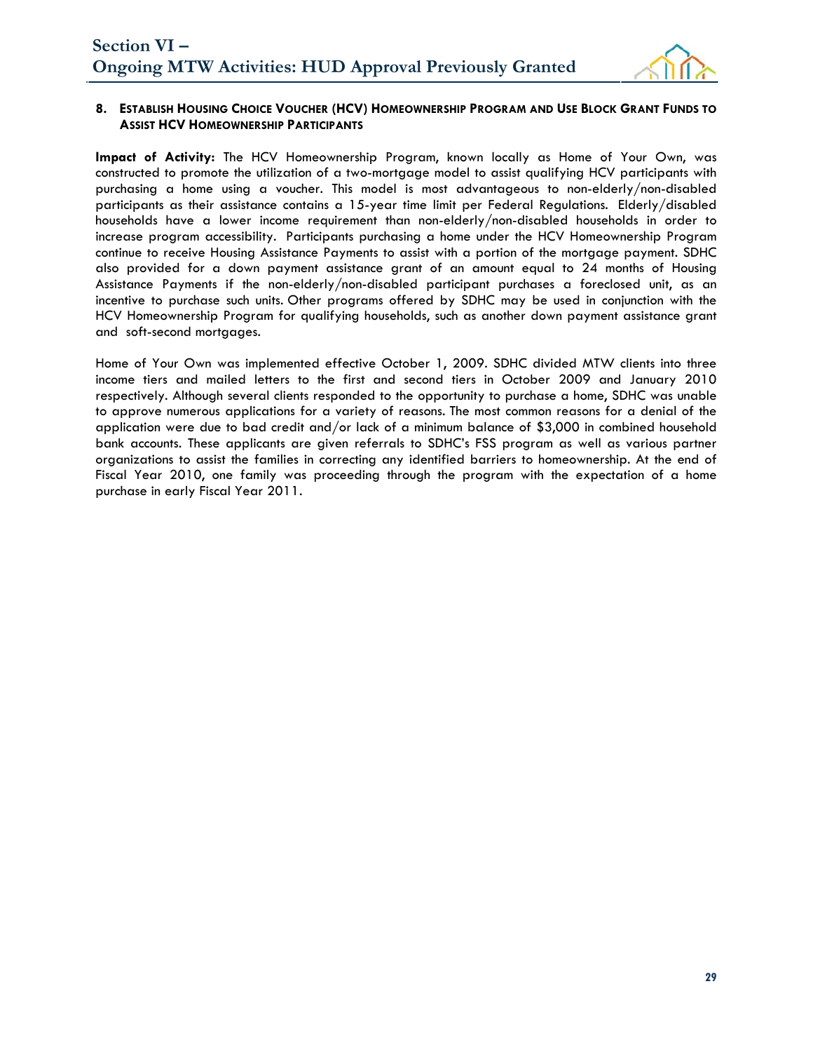### 8. Establish Housing Choice Voucher (HCV) Homeownership Program and Use Block Grant Funds to Assist HCV Homeownership Participants

**Impact of Activity:** The HCV Homeownership Program, known locally as Home of Your Own, was constructed to promote the utilization of a two-mortgage model to assist qualifying HCV participants with purchasing a home using a voucher. This model is most advantageous to non-elderly/non-disabled participants as their assistance contains a 15-year time limit per Federal Regulations. Elderly/disabled households have a lower income requirement than non-elderly/non-disabled households in order to increase program accessibility. Participants purchasing a home under the HCV Homeownership Program continue to receive Housing Assistance Payments to assist with a portion of the mortgage payment. SDHC also provided for a down payment assistance grant of an amount equal to 24 months of Housing Assistance Payments if the non-elderly/non-disabled participant purchases a foreclosed unit, as an incentive to purchase such units. Other programs offered by SDHC may be used in conjunction with the HCV Homeownership Program for qualifying households, such as another down payment assistance grant and soft-second mortgages.

Home of Your Own was implemented effective October 1, 2009. SDHC divided MTW clients into three income tiers and mailed letters to the first and second tiers in October 2009 and January 2010 respectively. Although several clients responded to the opportunity to purchase a home, SDHC was unable to approve numerous applications for a variety of reasons. The most common reasons for a denial of the application were due to bad credit and/or lack of a minimum balance of $3,000 in combined household bank accounts. These applicants are given referrals to SDHC's FSS program as well as various partner organizations to assist the families in correcting any identified barriers to homeownership. At the end of Fiscal Year 2010, one family was proceeding through the program with the expectation of a home purchase in early Fiscal Year 2011.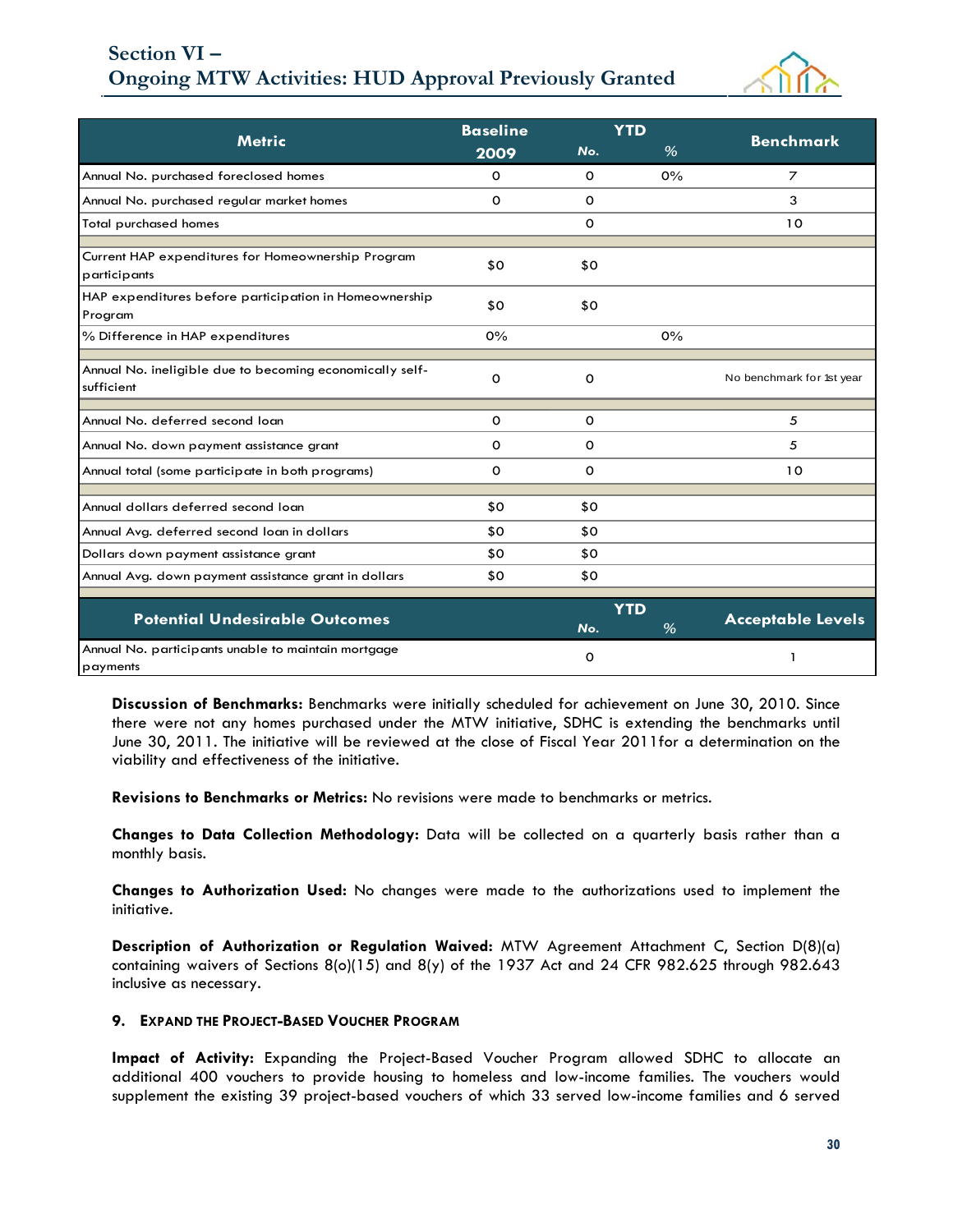| Metric | Baseline 2009 | YTD No. | YTD % | Benchmark |
|---|---|---|---|---|
| Annual No. purchased foreclosed homes | 0 | 0 | 0% | 7 |
| Annual No. purchased regular market homes | 0 | 0 | | 3 |
| Total purchased homes | | 0 | | 10 |
| | | | | |
| Current HAP expenditures for Homeownership Program participants | $0 | $0 | | |
| HAP expenditures before participation in Homeownership Program | $0 | $0 | | |
| % Difference in HAP expenditures | 0% | | 0% | |
| | | | | |
| Annual No. ineligible due to becoming economically self-sufficient | 0 | 0 | | No benchmark for 1st year |
| | | | | |
| Annual No. deferred second loan | 0 | 0 | | 5 |
| Annual No. down payment assistance grant | 0 | 0 | | 5 |
| Annual total (some participate in both programs) | 0 | 0 | | 10 |
| | | | | |
| Annual dollars deferred second loan | $0 | $0 | | |
| Annual Avg. deferred second loan in dollars | $0 | $0 | | |
| Dollars down payment assistance grant | $0 | $0 | | |
| Annual Avg. down payment assistance grant in dollars | $0 | $0 | | |
| | | | | |
| **Potential Undesirable Outcomes** | | **YTD No.** | **YTD %** | **Acceptable Levels** |
| Annual No. participants unable to maintain mortgage payments | | 0 | | 1 |

**Discussion of Benchmarks:** Benchmarks were initially scheduled for achievement on June 30, 2010. Since there were not any homes purchased under the MTW initiative, SDHC is extending the benchmarks until June 30, 2011. The initiative will be reviewed at the close of Fiscal Year 2011for a determination on the viability and effectiveness of the initiative.

**Revisions to Benchmarks or Metrics:** No revisions were made to benchmarks or metrics.

**Changes to Data Collection Methodology:** Data will be collected on a quarterly basis rather than a monthly basis.

**Changes to Authorization Used:** No changes were made to the authorizations used to implement the initiative.

**Description of Authorization or Regulation Waived:** MTW Agreement Attachment C, Section D(8)(a) containing waivers of Sections 8(o)(15) and 8(y) of the 1937 Act and 24 CFR 982.625 through 982.643 inclusive as necessary.

### 9. Expand the Project-Based Voucher Program

**Impact of Activity:** Expanding the Project-Based Voucher Program allowed SDHC to allocate an additional 400 vouchers to provide housing to homeless and low-income families. The vouchers would supplement the existing 39 project-based vouchers of which 33 served low-income families and 6 served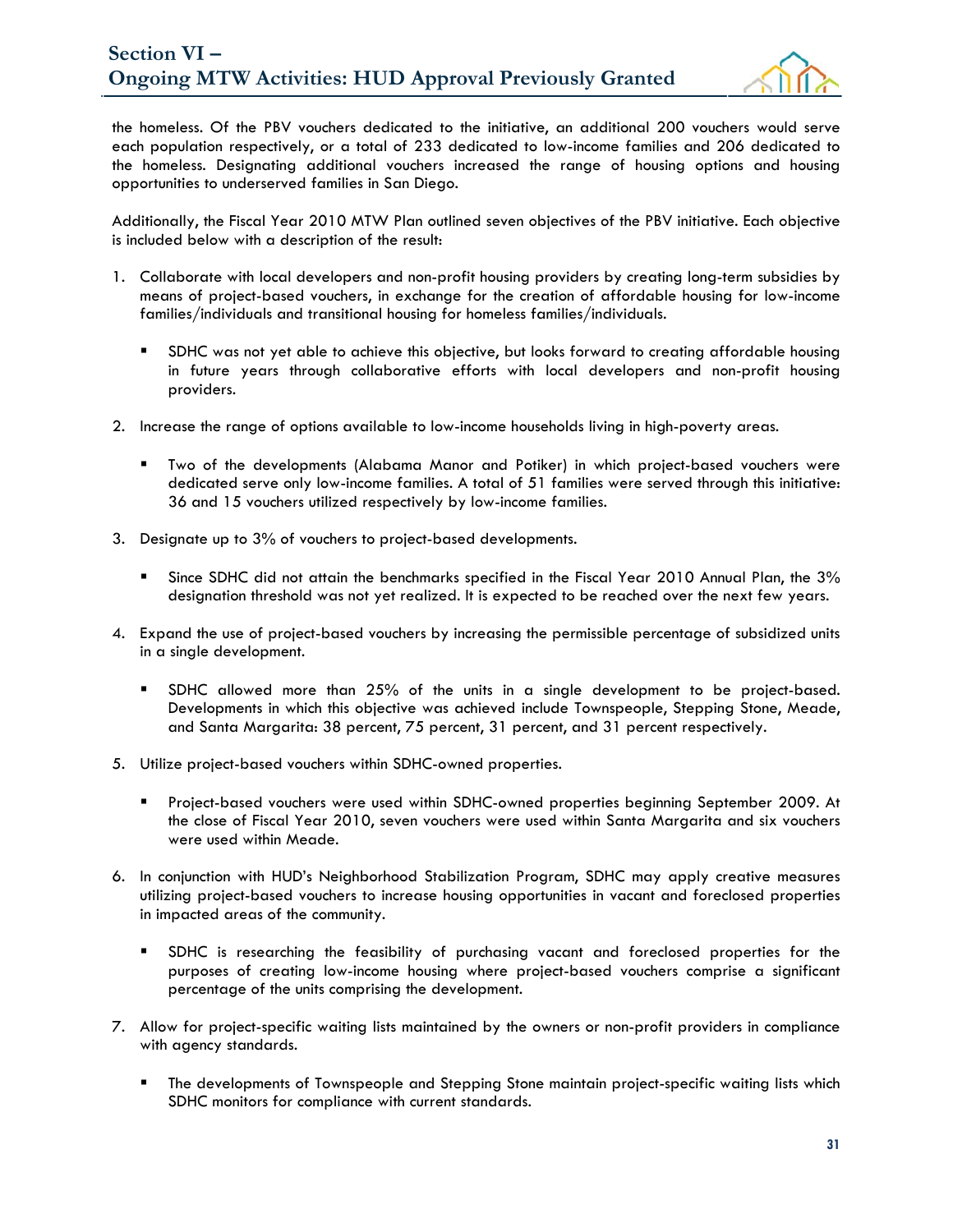the homeless. Of the PBV vouchers dedicated to the initiative, an additional 200 vouchers would serve each population respectively, or a total of 233 dedicated to low-income families and 206 dedicated to the homeless. Designating additional vouchers increased the range of housing options and housing opportunities to underserved families in San Diego.

Additionally, the Fiscal Year 2010 MTW Plan outlined seven objectives of the PBV initiative. Each objective is included below with a description of the result:

1. Collaborate with local developers and non-profit housing providers by creating long-term subsidies by means of project-based vouchers, in exchange for the creation of affordable housing for low-income families/individuals and transitional housing for homeless families/individuals.

   - SDHC was not yet able to achieve this objective, but looks forward to creating affordable housing in future years through collaborative efforts with local developers and non-profit housing providers.

2. Increase the range of options available to low-income households living in high-poverty areas.

   - Two of the developments (Alabama Manor and Potiker) in which project-based vouchers were dedicated serve only low-income families. A total of 51 families were served through this initiative: 36 and 15 vouchers utilized respectively by low-income families.

3. Designate up to 3% of vouchers to project-based developments.

   - Since SDHC did not attain the benchmarks specified in the Fiscal Year 2010 Annual Plan, the 3% designation threshold was not yet realized. It is expected to be reached over the next few years.

4. Expand the use of project-based vouchers by increasing the permissible percentage of subsidized units in a single development.

   - SDHC allowed more than 25% of the units in a single development to be project-based. Developments in which this objective was achieved include Townspeople, Stepping Stone, Meade, and Santa Margarita: 38 percent, 75 percent, 31 percent, and 31 percent respectively.

5. Utilize project-based vouchers within SDHC-owned properties.

   - Project-based vouchers were used within SDHC-owned properties beginning September 2009. At the close of Fiscal Year 2010, seven vouchers were used within Santa Margarita and six vouchers were used within Meade.

6. In conjunction with HUD's Neighborhood Stabilization Program, SDHC may apply creative measures utilizing project-based vouchers to increase housing opportunities in vacant and foreclosed properties in impacted areas of the community.

   - SDHC is researching the feasibility of purchasing vacant and foreclosed properties for the purposes of creating low-income housing where project-based vouchers comprise a significant percentage of the units comprising the development.

7. Allow for project-specific waiting lists maintained by the owners or non-profit providers in compliance with agency standards.

   - The developments of Townspeople and Stepping Stone maintain project-specific waiting lists which SDHC monitors for compliance with current standards.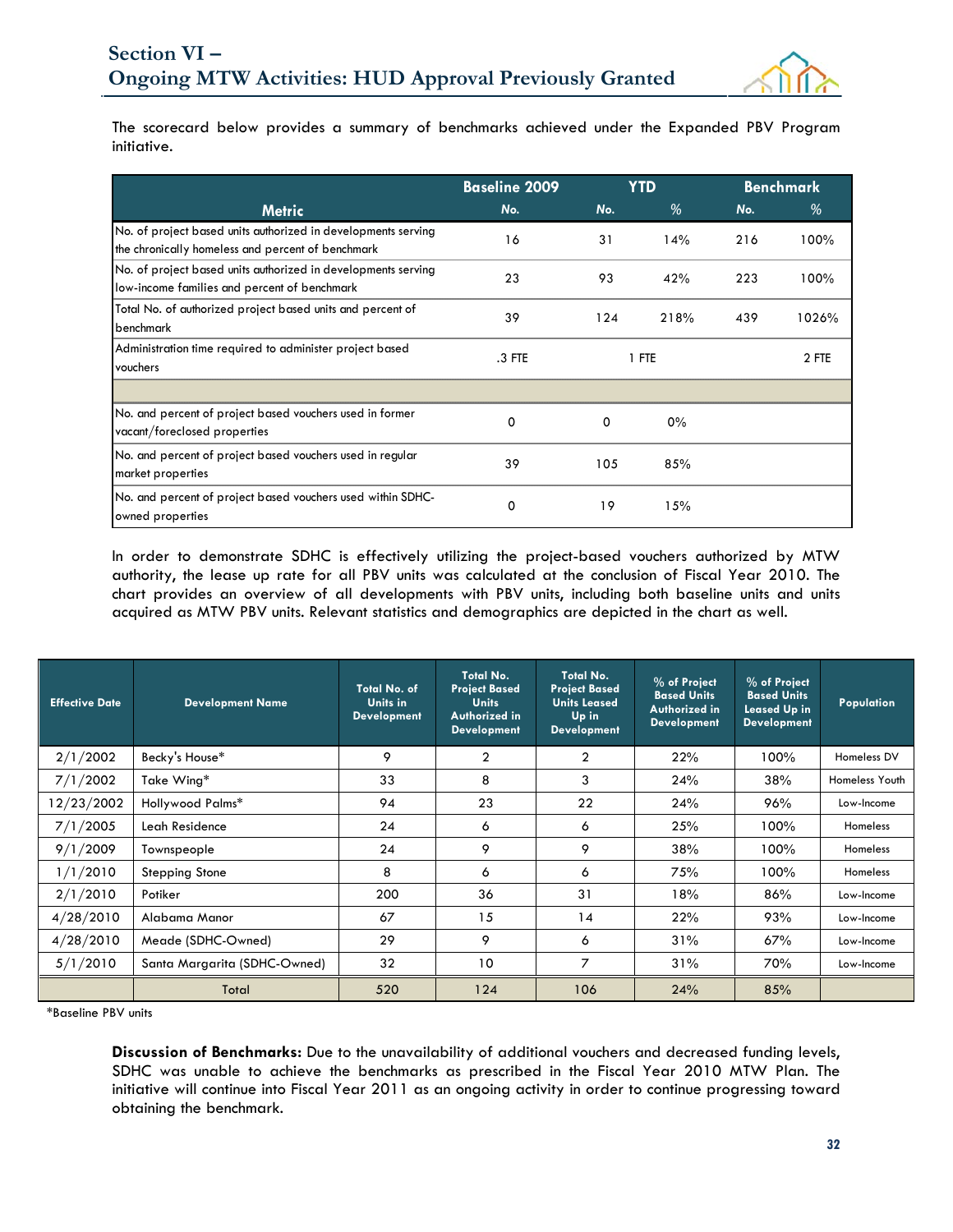# Section VI – Ongoing MTW Activities: HUD Approval Previously Granted

The scorecard below provides a summary of benchmarks achieved under the Expanded PBV Program initiative.

| Metric | Baseline 2009 | YTD | | Benchmark | |
|---|---|---|---|---|---|
| | No. | No. | % | No. | % |
| No. of project based units authorized in developments serving the chronically homeless and percent of benchmark | 16 | 31 | 14% | 216 | 100% |
| No. of project based units authorized in developments serving low-income families and percent of benchmark | 23 | 93 | 42% | 223 | 100% |
| Total No. of authorized project based units and percent of benchmark | 39 | 124 | 218% | 439 | 1026% |
| Administration time required to administer project based vouchers | .3 FTE | 1 FTE | | | 2 FTE |
| | | | | | |
| No. and percent of project based vouchers used in former vacant/foreclosed properties | 0 | 0 | 0% | | |
| No. and percent of project based vouchers used in regular market properties | 39 | 105 | 85% | | |
| No. and percent of project based vouchers used within SDHC-owned properties | 0 | 19 | 15% | | |

In order to demonstrate SDHC is effectively utilizing the project-based vouchers authorized by MTW authority, the lease up rate for all PBV units was calculated at the conclusion of Fiscal Year 2010. The chart provides an overview of all developments with PBV units, including both baseline units and units acquired as MTW PBV units. Relevant statistics and demographics are depicted in the chart as well.

| Effective Date | Development Name | Total No. of Units in Development | Total No. Project Based Units Authorized in Development | Total No. Project Based Units Leased Up in Development | % of Project Based Units Authorized in Development | % of Project Based Units Leased Up in Development | Population |
|---|---|---|---|---|---|---|---|
| 2/1/2002 | Becky's House* | 9 | 2 | 2 | 22% | 100% | Homeless DV |
| 7/1/2002 | Take Wing* | 33 | 8 | 3 | 24% | 38% | Homeless Youth |
| 12/23/2002 | Hollywood Palms* | 94 | 23 | 22 | 24% | 96% | Low-Income |
| 7/1/2005 | Leah Residence | 24 | 6 | 6 | 25% | 100% | Homeless |
| 9/1/2009 | Townspeople | 24 | 9 | 9 | 38% | 100% | Homeless |
| 1/1/2010 | Stepping Stone | 8 | 6 | 6 | 75% | 100% | Homeless |
| 2/1/2010 | Potiker | 200 | 36 | 31 | 18% | 86% | Low-Income |
| 4/28/2010 | Alabama Manor | 67 | 15 | 14 | 22% | 93% | Low-Income |
| 4/28/2010 | Meade (SDHC-Owned) | 29 | 9 | 6 | 31% | 67% | Low-Income |
| 5/1/2010 | Santa Margarita (SDHC-Owned) | 32 | 10 | 7 | 31% | 70% | Low-Income |
| | Total | 520 | 124 | 106 | 24% | 85% | |

*Baseline PBV units

**Discussion of Benchmarks:** Due to the unavailability of additional vouchers and decreased funding levels, SDHC was unable to achieve the benchmarks as prescribed in the Fiscal Year 2010 MTW Plan. The initiative will continue into Fiscal Year 2011 as an ongoing activity in order to continue progressing toward obtaining the benchmark.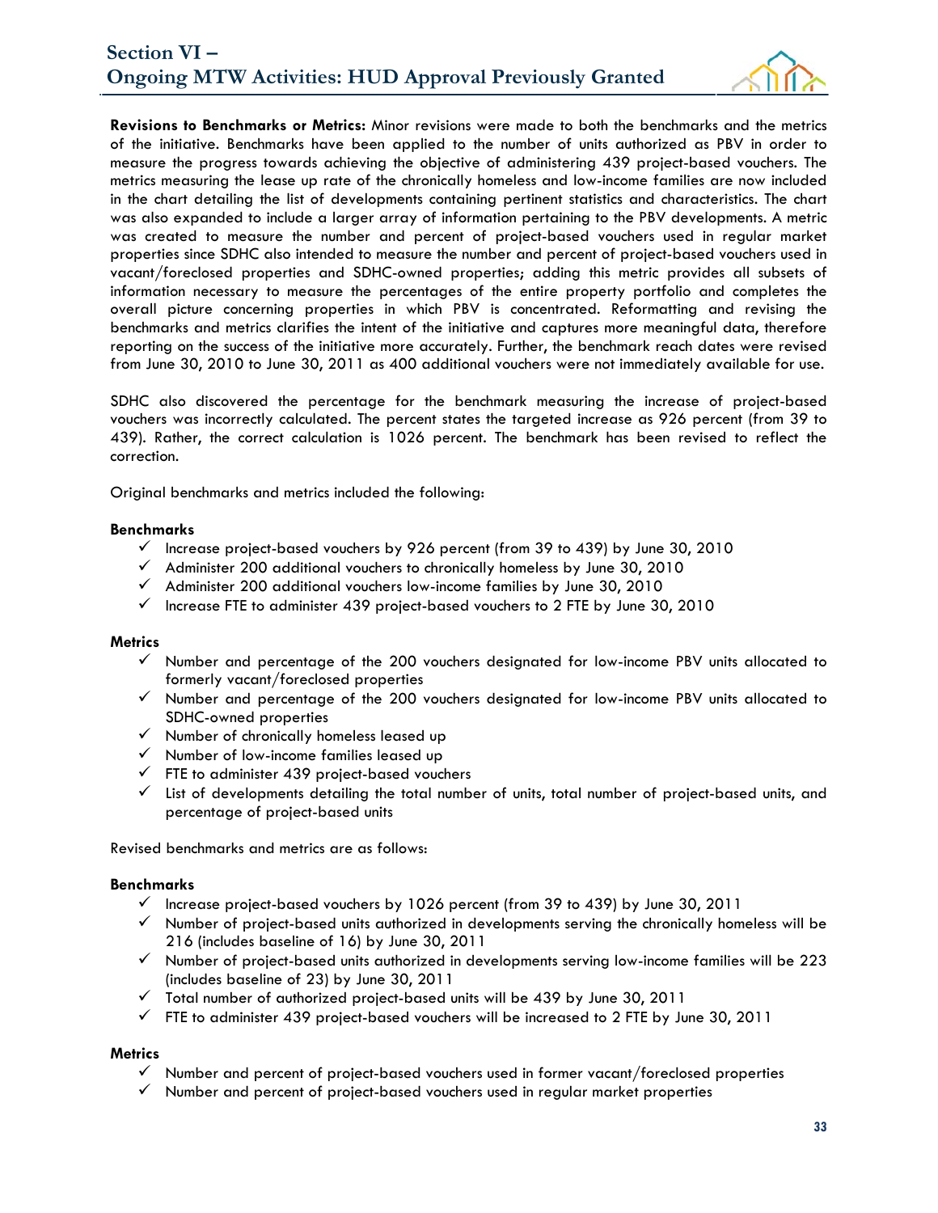**Revisions to Benchmarks or Metrics:** Minor revisions were made to both the benchmarks and the metrics of the initiative. Benchmarks have been applied to the number of units authorized as PBV in order to measure the progress towards achieving the objective of administering 439 project-based vouchers. The metrics measuring the lease up rate of the chronically homeless and low-income families are now included in the chart detailing the list of developments containing pertinent statistics and characteristics. The chart was also expanded to include a larger array of information pertaining to the PBV developments. A metric was created to measure the number and percent of project-based vouchers used in regular market properties since SDHC also intended to measure the number and percent of project-based vouchers used in vacant/foreclosed properties and SDHC-owned properties; adding this metric provides all subsets of information necessary to measure the percentages of the entire property portfolio and completes the overall picture concerning properties in which PBV is concentrated. Reformatting and revising the benchmarks and metrics clarifies the intent of the initiative and captures more meaningful data, therefore reporting on the success of the initiative more accurately. Further, the benchmark reach dates were revised from June 30, 2010 to June 30, 2011 as 400 additional vouchers were not immediately available for use.

SDHC also discovered the percentage for the benchmark measuring the increase of project-based vouchers was incorrectly calculated. The percent states the targeted increase as 926 percent (from 39 to 439). Rather, the correct calculation is 1026 percent. The benchmark has been revised to reflect the correction.

Original benchmarks and metrics included the following:

**Benchmarks**

- ✓ Increase project-based vouchers by 926 percent (from 39 to 439) by June 30, 2010
- ✓ Administer 200 additional vouchers to chronically homeless by June 30, 2010
- ✓ Administer 200 additional vouchers low-income families by June 30, 2010
- ✓ Increase FTE to administer 439 project-based vouchers to 2 FTE by June 30, 2010

**Metrics**

- ✓ Number and percentage of the 200 vouchers designated for low-income PBV units allocated to formerly vacant/foreclosed properties
- ✓ Number and percentage of the 200 vouchers designated for low-income PBV units allocated to SDHC-owned properties
- ✓ Number of chronically homeless leased up
- ✓ Number of low-income families leased up
- ✓ FTE to administer 439 project-based vouchers
- ✓ List of developments detailing the total number of units, total number of project-based units, and percentage of project-based units

Revised benchmarks and metrics are as follows:

**Benchmarks**

- ✓ Increase project-based vouchers by 1026 percent (from 39 to 439) by June 30, 2011
- ✓ Number of project-based units authorized in developments serving the chronically homeless will be 216 (includes baseline of 16) by June 30, 2011
- ✓ Number of project-based units authorized in developments serving low-income families will be 223 (includes baseline of 23) by June 30, 2011
- ✓ Total number of authorized project-based units will be 439 by June 30, 2011
- ✓ FTE to administer 439 project-based vouchers will be increased to 2 FTE by June 30, 2011

**Metrics**

- ✓ Number and percent of project-based vouchers used in former vacant/foreclosed properties
- ✓ Number and percent of project-based vouchers used in regular market properties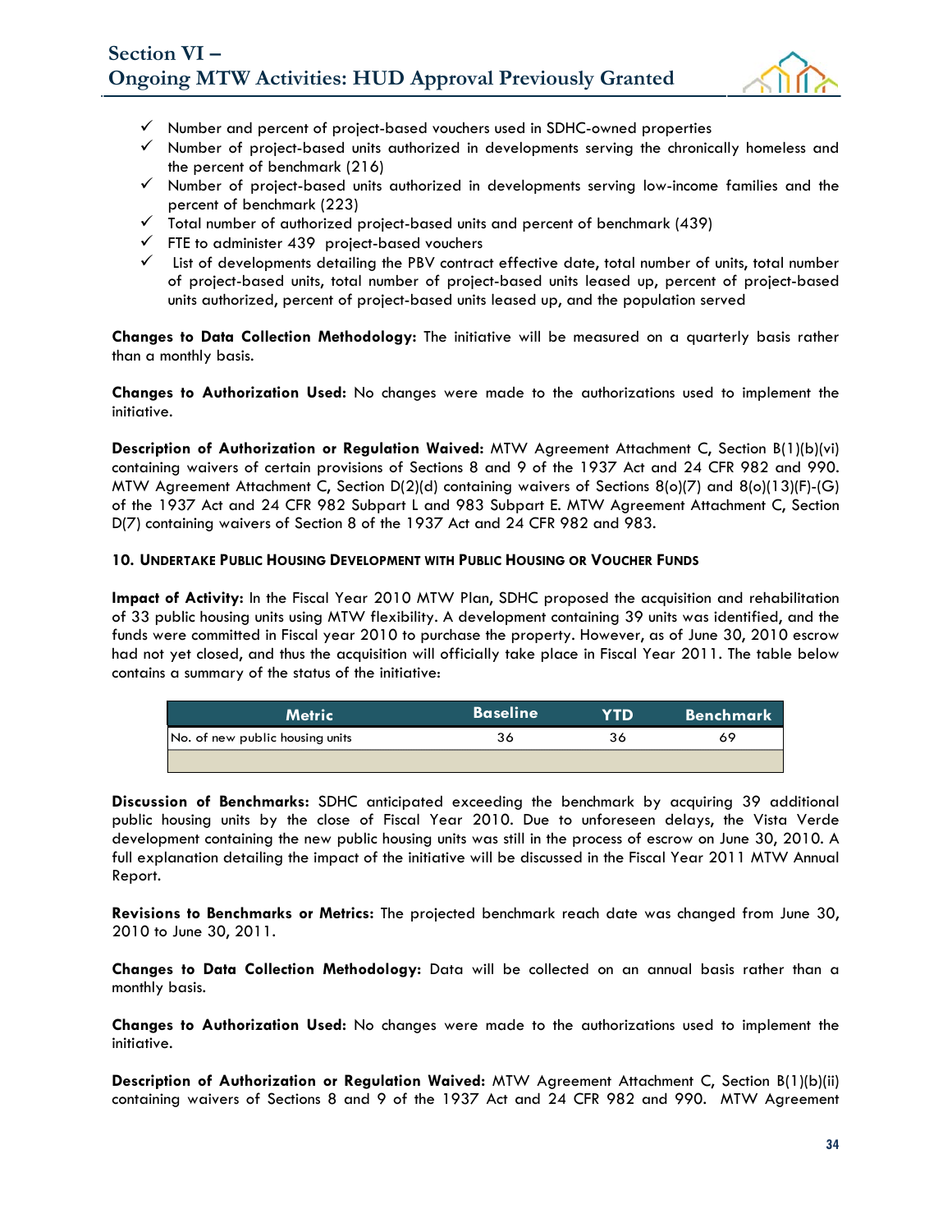- ✓ Number and percent of project-based vouchers used in SDHC-owned properties
- ✓ Number of project-based units authorized in developments serving the chronically homeless and the percent of benchmark (216)
- ✓ Number of project-based units authorized in developments serving low-income families and the percent of benchmark (223)
- ✓ Total number of authorized project-based units and percent of benchmark (439)
- ✓ FTE to administer 439 project-based vouchers
- ✓ List of developments detailing the PBV contract effective date, total number of units, total number of project-based units, total number of project-based units leased up, percent of project-based units authorized, percent of project-based units leased up, and the population served

**Changes to Data Collection Methodology:** The initiative will be measured on a quarterly basis rather than a monthly basis.

**Changes to Authorization Used:** No changes were made to the authorizations used to implement the initiative.

**Description of Authorization or Regulation Waived:** MTW Agreement Attachment C, Section B(1)(b)(vi) containing waivers of certain provisions of Sections 8 and 9 of the 1937 Act and 24 CFR 982 and 990. MTW Agreement Attachment C, Section D(2)(d) containing waivers of Sections 8(o)(7) and 8(o)(13)(F)-(G) of the 1937 Act and 24 CFR 982 Subpart L and 983 Subpart E. MTW Agreement Attachment C, Section D(7) containing waivers of Section 8 of the 1937 Act and 24 CFR 982 and 983.

#### 10. Undertake Public Housing Development with Public Housing or Voucher Funds

**Impact of Activity:** In the Fiscal Year 2010 MTW Plan, SDHC proposed the acquisition and rehabilitation of 33 public housing units using MTW flexibility. A development containing 39 units was identified, and the funds were committed in Fiscal year 2010 to purchase the property. However, as of June 30, 2010 escrow had not yet closed, and thus the acquisition will officially take place in Fiscal Year 2011. The table below contains a summary of the status of the initiative:

| Metric | Baseline | YTD | Benchmark |
|---|---|---|---|
| No. of new public housing units | 36 | 36 | 69 |
| | | | |

**Discussion of Benchmarks:** SDHC anticipated exceeding the benchmark by acquiring 39 additional public housing units by the close of Fiscal Year 2010. Due to unforeseen delays, the Vista Verde development containing the new public housing units was still in the process of escrow on June 30, 2010. A full explanation detailing the impact of the initiative will be discussed in the Fiscal Year 2011 MTW Annual Report.

**Revisions to Benchmarks or Metrics:** The projected benchmark reach date was changed from June 30, 2010 to June 30, 2011.

**Changes to Data Collection Methodology:** Data will be collected on an annual basis rather than a monthly basis.

**Changes to Authorization Used:** No changes were made to the authorizations used to implement the initiative.

**Description of Authorization or Regulation Waived:** MTW Agreement Attachment C, Section B(1)(b)(ii) containing waivers of Sections 8 and 9 of the 1937 Act and 24 CFR 982 and 990. MTW Agreement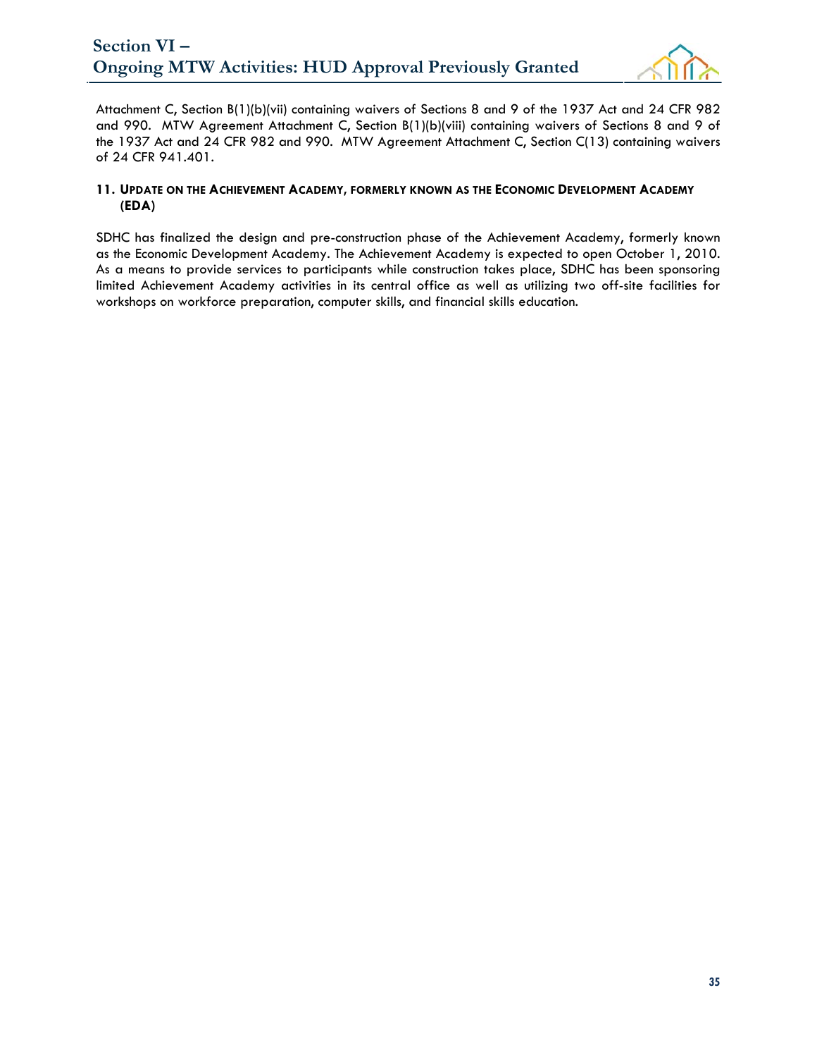Attachment C, Section B(1)(b)(vii) containing waivers of Sections 8 and 9 of the 1937 Act and 24 CFR 982 and 990. MTW Agreement Attachment C, Section B(1)(b)(viii) containing waivers of Sections 8 and 9 of the 1937 Act and 24 CFR 982 and 990. MTW Agreement Attachment C, Section C(13) containing waivers of 24 CFR 941.401.

### 11. UPDATE ON THE ACHIEVEMENT ACADEMY, FORMERLY KNOWN AS THE ECONOMIC DEVELOPMENT ACADEMY (EDA)

SDHC has finalized the design and pre-construction phase of the Achievement Academy, formerly known as the Economic Development Academy. The Achievement Academy is expected to open October 1, 2010. As a means to provide services to participants while construction takes place, SDHC has been sponsoring limited Achievement Academy activities in its central office as well as utilizing two off-site facilities for workshops on workforce preparation, computer skills, and financial skills education.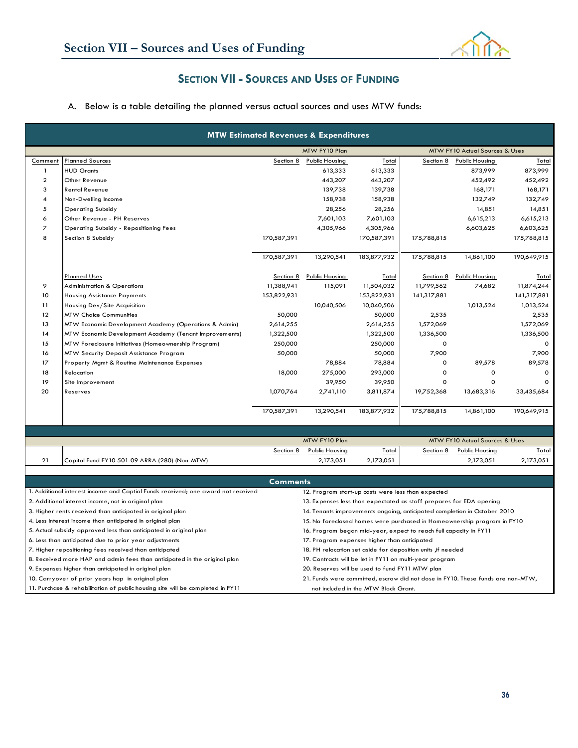## Section VII - Sources and Uses of Funding

A. Below is a table detailing the planned versus actual sources and uses MTW funds:

**MTW Estimated Revenues & Expenditures**

| | | MTW FY10 Plan | | | MTW FY10 Actual Sources & Uses | | |
|---|---|---|---|---|---|---|---|
| Comment | Planned Sources | Section 8 | Public Housing | Total | Section 8 | Public Housing | Total |
| 1 | HUD Grants | | 613,333 | 613,333 | | 873,999 | 873,999 |
| 2 | Other Revenue | | 443,207 | 443,207 | | 452,492 | 452,492 |
| 3 | Rental Revenue | | 139,738 | 139,738 | | 168,171 | 168,171 |
| 4 | Non-Dwelling Income | | 158,938 | 158,938 | | 132,749 | 132,749 |
| 5 | Operating Subsidy | | 28,256 | 28,256 | | 14,851 | 14,851 |
| 6 | Other Revenue - PH Reserves | | 7,601,103 | 7,601,103 | | 6,615,213 | 6,615,213 |
| 7 | Operating Subsidy - Repositioning Fees | | 4,305,966 | 4,305,966 | | 6,603,625 | 6,603,625 |
| 8 | Section 8 Subsidy | 170,587,391 | | 170,587,391 | 175,788,815 | | 175,788,815 |
| | | 170,587,391 | 13,290,541 | 183,877,932 | 175,788,815 | 14,861,100 | 190,649,915 |
| | Planned Uses | Section 8 | Public Housing | Total | Section 8 | Public Housing | Total |
| 9 | Administration & Operations | 11,388,941 | 115,091 | 11,504,032 | 11,799,562 | 74,682 | 11,874,244 |
| 10 | Housing Assistance Payments | 153,822,931 | | 153,822,931 | 141,317,881 | | 141,317,881 |
| 11 | Housing Dev/Site Acquisition | | 10,040,506 | 10,040,506 | | 1,013,524 | 1,013,524 |
| 12 | MTW Choice Communities | 50,000 | | 50,000 | 2,535 | | 2,535 |
| 13 | MTW Economic Development Academy (Operations & Admin) | 2,614,255 | | 2,614,255 | 1,572,069 | | 1,572,069 |
| 14 | MTW Economic Development Academy (Tenant Improvements) | 1,322,500 | | 1,322,500 | 1,336,500 | | 1,336,500 |
| 15 | MTW Foreclosure Initiatives (Homeownership Program) | 250,000 | | 250,000 | 0 | | 0 |
| 16 | MTW Security Deposit Assistance Program | 50,000 | | 50,000 | 7,900 | | 7,900 |
| 17 | Property Mgmt & Routine Maintenance Expenses | | 78,884 | 78,884 | 0 | 89,578 | 89,578 |
| 18 | Relocation | 18,000 | 275,000 | 293,000 | 0 | 0 | 0 |
| 19 | Site Improvement | | 39,950 | 39,950 | 0 | 0 | 0 |
| 20 | Reserves | 1,070,764 | 2,741,110 | 3,811,874 | 19,752,368 | 13,683,316 | 33,435,684 |
| | | 170,587,391 | 13,290,541 | 183,877,932 | 175,788,815 | 14,861,100 | 190,649,915 |

| | | MTW FY10 Plan | | | MTW FY10 Actual Sources & Uses | | |
|---|---|---|---|---|---|---|---|
| | | Section 8 | Public Housing | Total | Section 8 | Public Housing | Total |
| 21 | Capital Fund FY10 501-09 ARRA (280) (Non-MTW) | | 2,173,051 | 2,173,051 | | 2,173,051 | 2,173,051 |

**Comments**

1. Additional interest income and Captial Funds received; one award not received
2. Additional interest income, not in original plan
3. Higher rents received than anticipated in original plan
4. Less interest income than anticipated in original plan
5. Actual subsidy approved less than anticipated in original plan
6. Less than anticipated due to prior year adjustments
7. Higher repositioning fees received than anticipated
8. Received more HAP and admin fees than anticipated in the original plan
9. Expenses higher than anticipated in original plan
10. Carryover of prior years hap in original plan
11. Purchase & rehabilitation of public housing site will be completed in FY11
12. Program start-up costs were less than expected
13. Expenses less than expectated as staff prepares for EDA opening
14. Tenants improvements ongoing, anticipated completion in October 2010
15. No foreclosed homes were purchased in Homeownership program in FY10
16. Program began mid-year, expect to reach full capacity in FY11
17. Program expenses higher than anticipated
18. PH relocation set aside for deposition units ,if needed
19. Contracts will be let in FY11 on multi-year program
20. Reserves will be used to fund FY11 MTW plan
21. Funds were committed, escrow did not close in FY10. These funds are non-MTW, not included in the MTW Block Grant.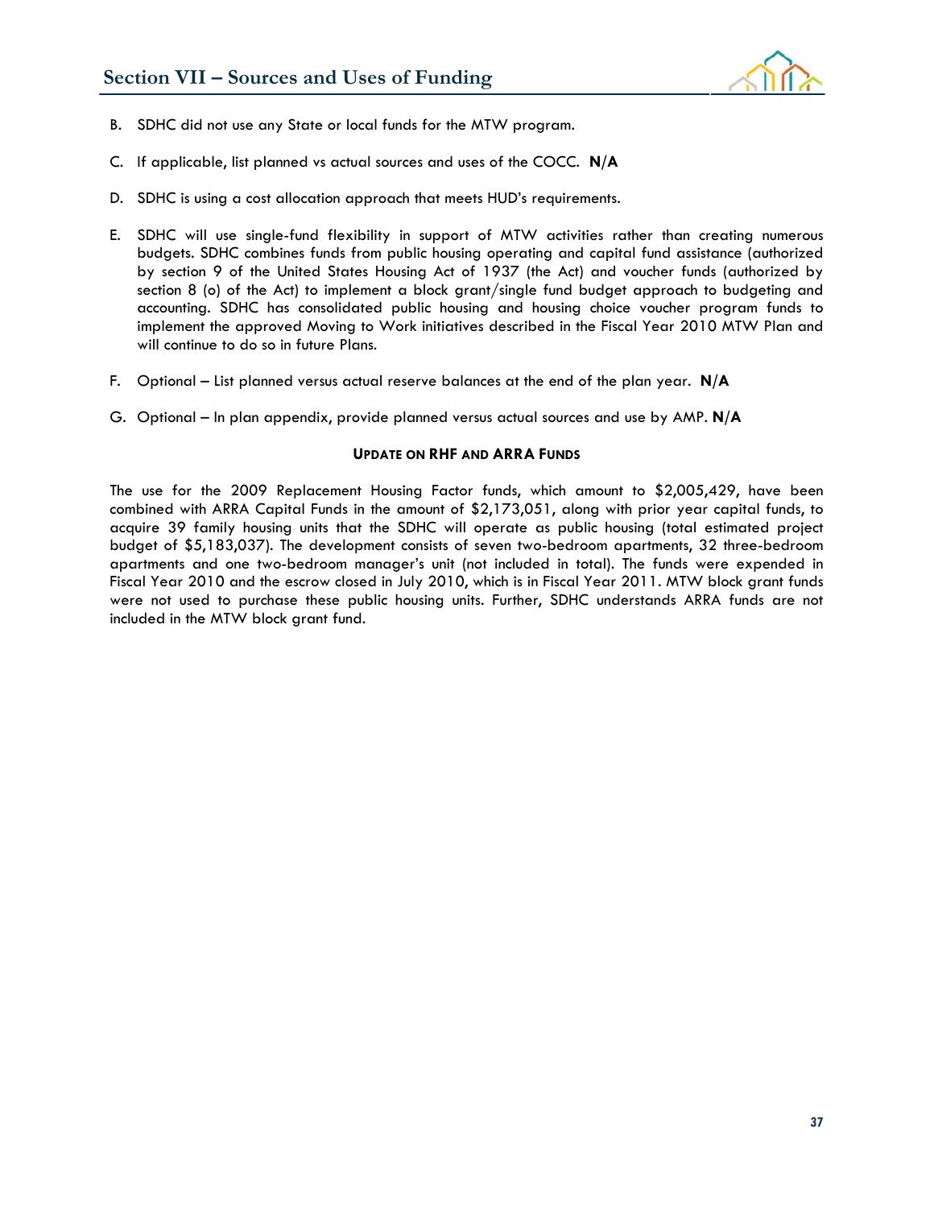## Section VII – Sources and Uses of Funding

B. SDHC did not use any State or local funds for the MTW program.

C. If applicable, list planned vs actual sources and uses of the COCC. **N/A**

D. SDHC is using a cost allocation approach that meets HUD's requirements.

E. SDHC will use single-fund flexibility in support of MTW activities rather than creating numerous budgets. SDHC combines funds from public housing operating and capital fund assistance (authorized by section 9 of the United States Housing Act of 1937 (the Act) and voucher funds (authorized by section 8 (o) of the Act) to implement a block grant/single fund budget approach to budgeting and accounting. SDHC has consolidated public housing and housing choice voucher program funds to implement the approved Moving to Work initiatives described in the Fiscal Year 2010 MTW Plan and will continue to do so in future Plans.

F. Optional – List planned versus actual reserve balances at the end of the plan year. **N/A**

G. Optional – In plan appendix, provide planned versus actual sources and use by AMP. **N/A**

**UPDATE ON RHF AND ARRA FUNDS**

The use for the 2009 Replacement Housing Factor funds, which amount to $2,005,429, have been combined with ARRA Capital Funds in the amount of $2,173,051, along with prior year capital funds, to acquire 39 family housing units that the SDHC will operate as public housing (total estimated project budget of $5,183,037). The development consists of seven two-bedroom apartments, 32 three-bedroom apartments and one two-bedroom manager's unit (not included in total). The funds were expended in Fiscal Year 2010 and the escrow closed in July 2010, which is in Fiscal Year 2011. MTW block grant funds were not used to purchase these public housing units. Further, SDHC understands ARRA funds are not included in the MTW block grant fund.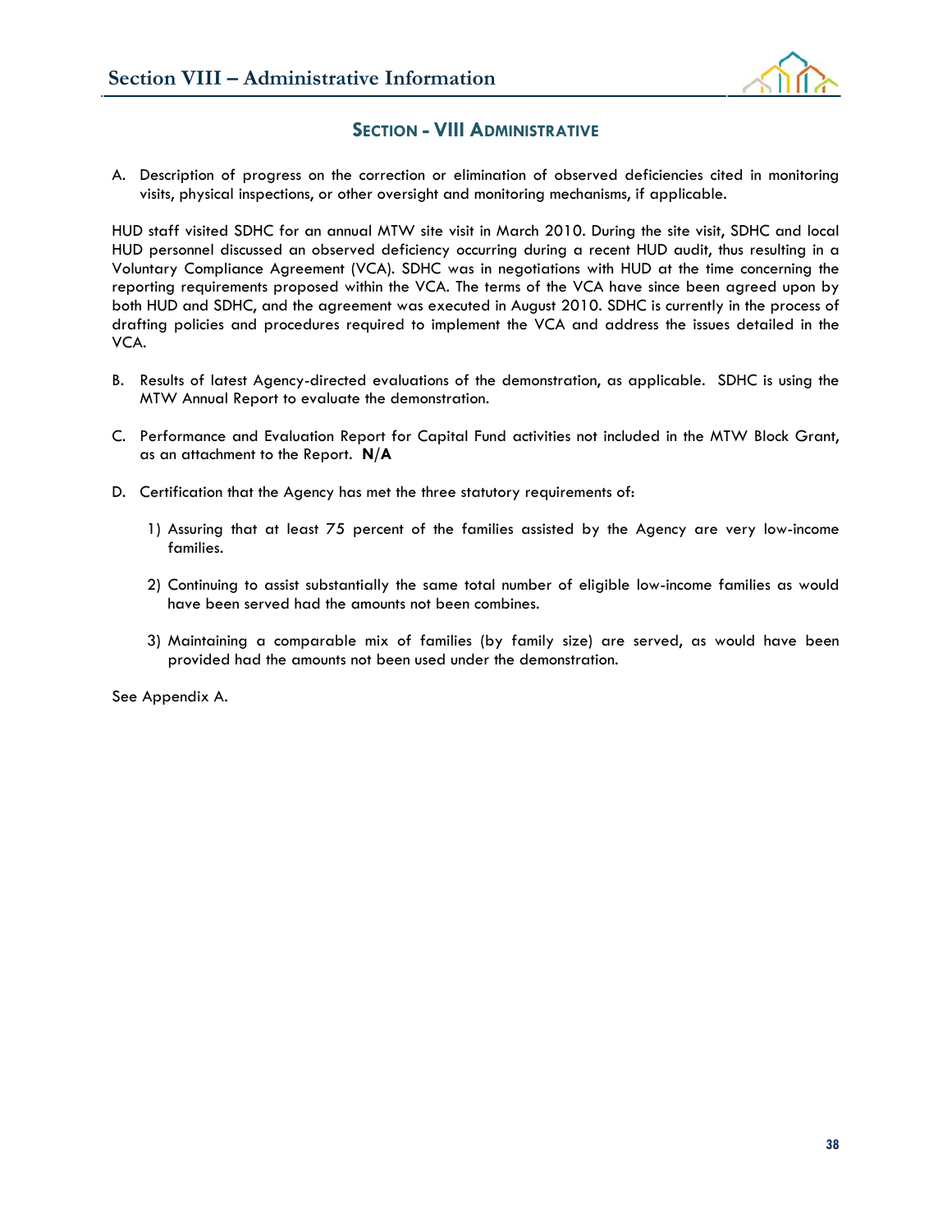## SECTION - VIII ADMINISTRATIVE

A. Description of progress on the correction or elimination of observed deficiencies cited in monitoring visits, physical inspections, or other oversight and monitoring mechanisms, if applicable.

HUD staff visited SDHC for an annual MTW site visit in March 2010. During the site visit, SDHC and local HUD personnel discussed an observed deficiency occurring during a recent HUD audit, thus resulting in a Voluntary Compliance Agreement (VCA). SDHC was in negotiations with HUD at the time concerning the reporting requirements proposed within the VCA. The terms of the VCA have since been agreed upon by both HUD and SDHC, and the agreement was executed in August 2010. SDHC is currently in the process of drafting policies and procedures required to implement the VCA and address the issues detailed in the VCA.

B. Results of latest Agency-directed evaluations of the demonstration, as applicable. SDHC is using the MTW Annual Report to evaluate the demonstration.

C. Performance and Evaluation Report for Capital Fund activities not included in the MTW Block Grant, as an attachment to the Report. **N/A**

D. Certification that the Agency has met the three statutory requirements of:

   1) Assuring that at least 75 percent of the families assisted by the Agency are very low-income families.

   2) Continuing to assist substantially the same total number of eligible low-income families as would have been served had the amounts not been combines.

   3) Maintaining a comparable mix of families (by family size) are served, as would have been provided had the amounts not been used under the demonstration.

See Appendix A.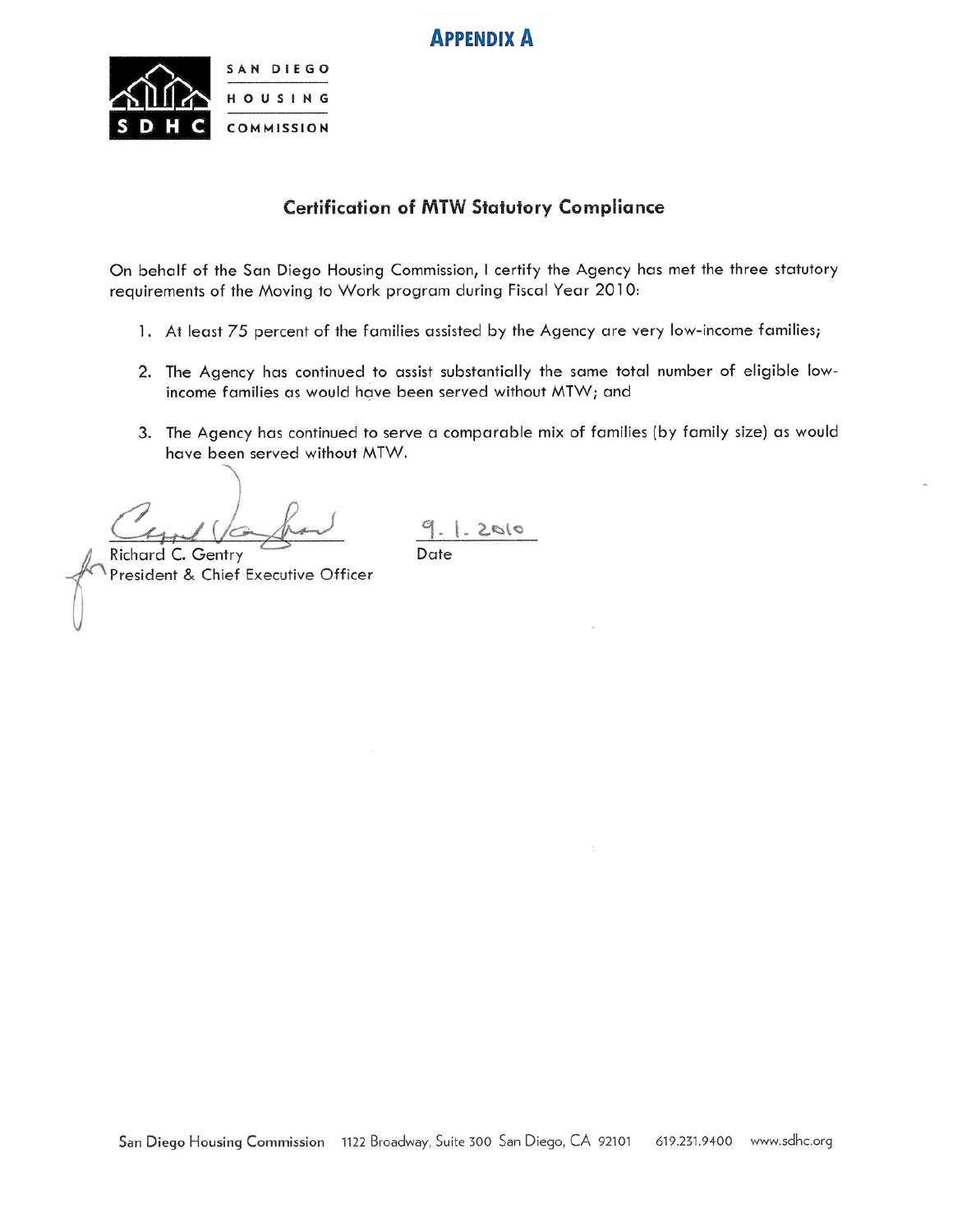# APPENDIX A

SAN DIEGO
HOUSING
COMMISSION

SDHC

## Certification of MTW Statutory Compliance

On behalf of the San Diego Housing Commission, I certify the Agency has met the three statutory requirements of the Moving to Work program during Fiscal Year 2010:

1. At least 75 percent of the families assisted by the Agency are very low-income families;
2. The Agency has continued to assist substantially the same total number of eligible low-income families as would have been served without MTW; and
3. The Agency has continued to serve a comparable mix of families (by family size) as would have been served without MTW.

for Richard C. Gentry
President & Chief Executive Officer

9.1.2010
Date

San Diego Housing Commission 1122 Broadway, Suite 300 San Diego, CA 92101 619.231.9400 www.sdhc.org